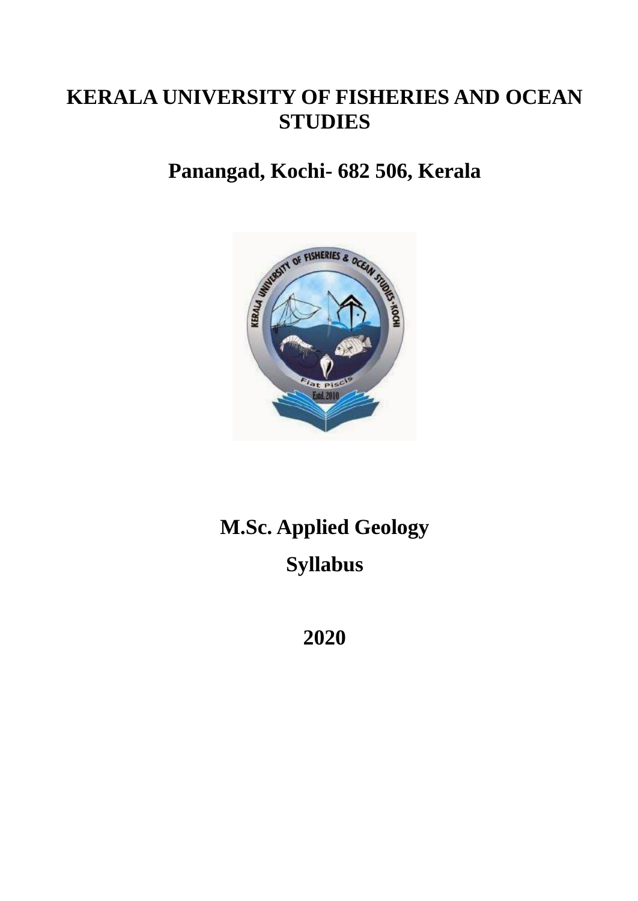# KERALA UNIVERSITY OF FISHERIES AND OCEAN STUDIES

## Panangad, Kochi- 682 506, Kerala

# M.Sc. Applied Geology

## Syllabus

## 2020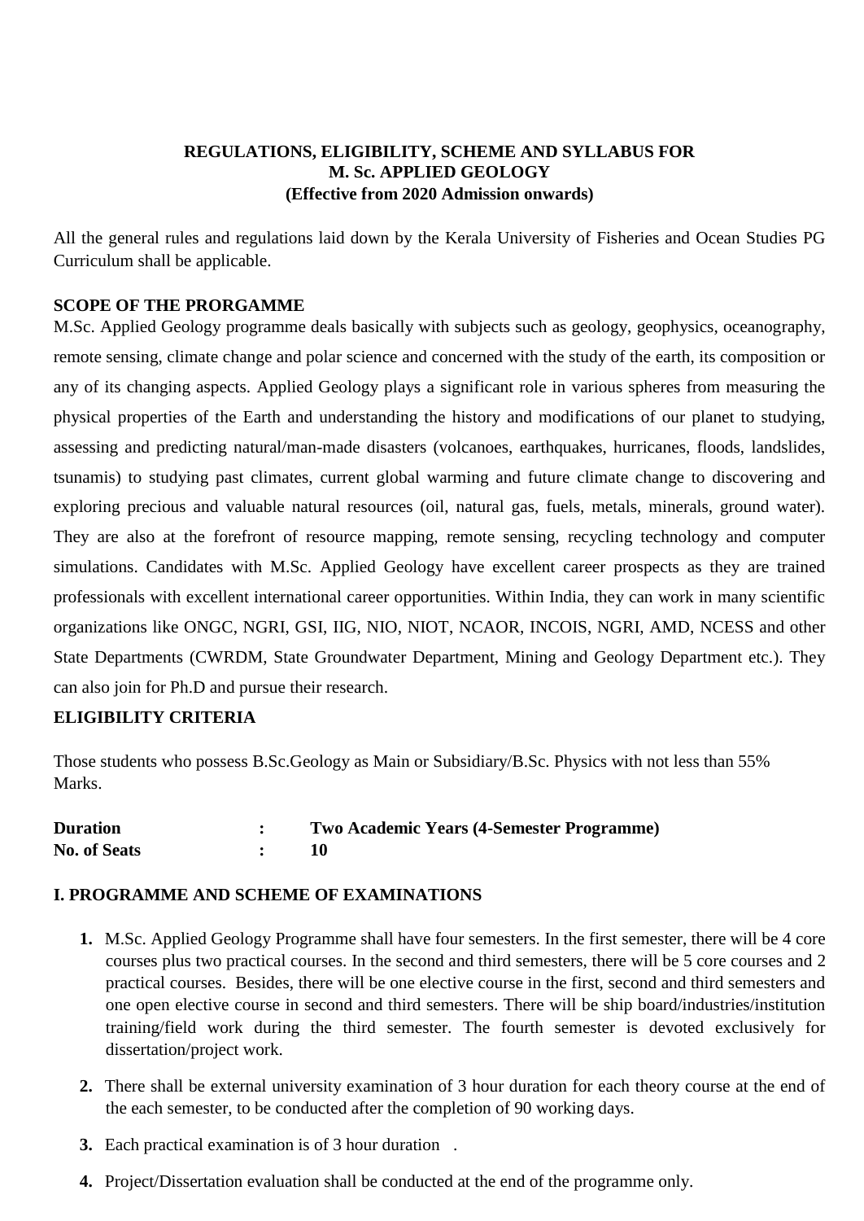**REGULATIONS, ELIGIBILITY, SCHEME AND SYLLABUS FOR**
**M. Sc. APPLIED GEOLOGY**
**(Effective from 2020 Admission onwards)**

All the general rules and regulations laid down by the Kerala University of Fisheries and Ocean Studies PG Curriculum shall be applicable.

**SCOPE OF THE PRORGAMME**

M.Sc. Applied Geology programme deals basically with subjects such as geology, geophysics, oceanography, remote sensing, climate change and polar science and concerned with the study of the earth, its composition or any of its changing aspects. Applied Geology plays a significant role in various spheres from measuring the physical properties of the Earth and understanding the history and modifications of our planet to studying, assessing and predicting natural/man-made disasters (volcanoes, earthquakes, hurricanes, floods, landslides, tsunamis) to studying past climates, current global warming and future climate change to discovering and exploring precious and valuable natural resources (oil, natural gas, fuels, metals, minerals, ground water). They are also at the forefront of resource mapping, remote sensing, recycling technology and computer simulations. Candidates with M.Sc. Applied Geology have excellent career prospects as they are trained professionals with excellent international career opportunities. Within India, they can work in many scientific organizations like ONGC, NGRI, GSI, IIG, NIO, NIOT, NCAOR, INCOIS, NGRI, AMD, NCESS and other State Departments (CWRDM, State Groundwater Department, Mining and Geology Department etc.). They can also join for Ph.D and pursue their research.

**ELIGIBILITY CRITERIA**

Those students who possess B.Sc.Geology as Main or Subsidiary/B.Sc. Physics with not less than 55% Marks.

**Duration** : **Two Academic Years (4-Semester Programme)**
**No. of Seats** : **10**

**I. PROGRAMME AND SCHEME OF EXAMINATIONS**

1. M.Sc. Applied Geology Programme shall have four semesters. In the first semester, there will be 4 core courses plus two practical courses. In the second and third semesters, there will be 5 core courses and 2 practical courses. Besides, there will be one elective course in the first, second and third semesters and one open elective course in second and third semesters. There will be ship board/industries/institution training/field work during the third semester. The fourth semester is devoted exclusively for dissertation/project work.
2. There shall be external university examination of 3 hour duration for each theory course at the end of the each semester, to be conducted after the completion of 90 working days.
3. Each practical examination is of 3 hour duration .
4. Project/Dissertation evaluation shall be conducted at the end of the programme only.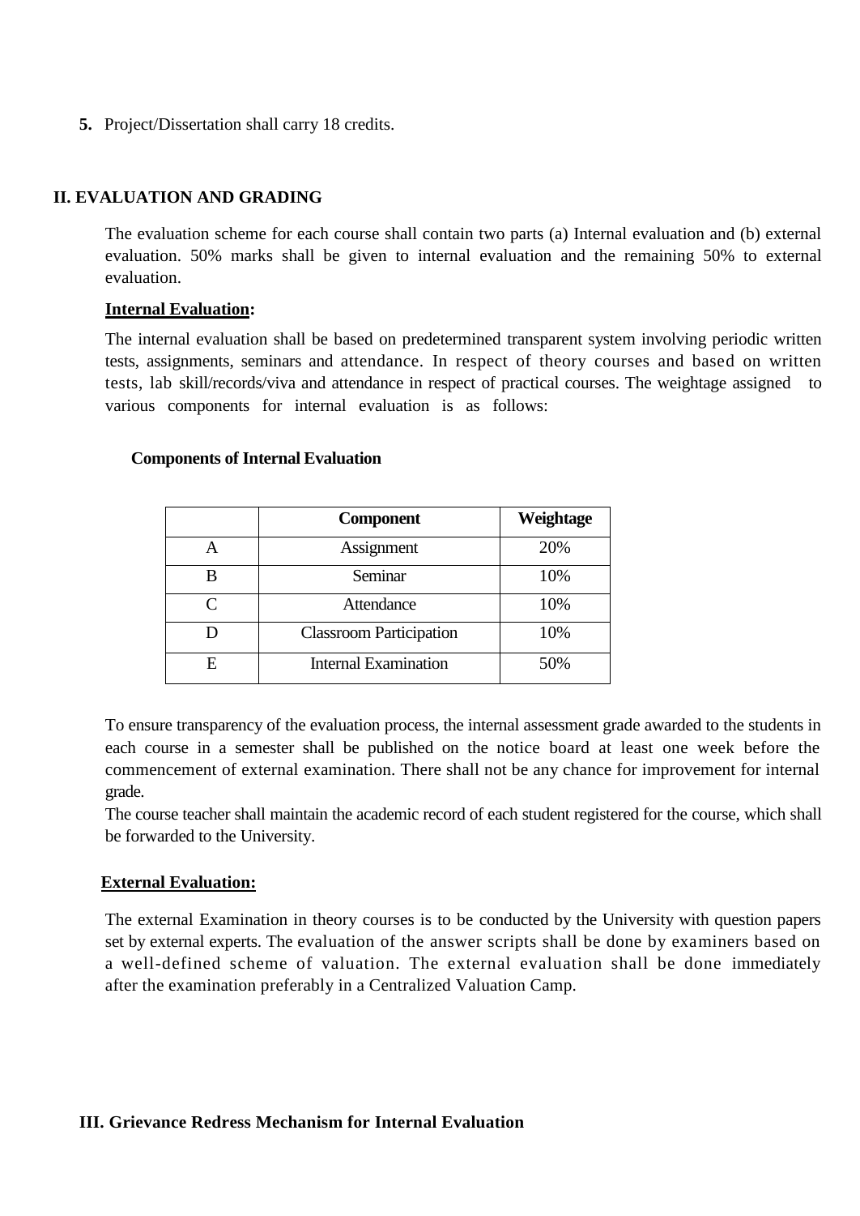**5.** Project/Dissertation shall carry 18 credits.

## II. EVALUATION AND GRADING

The evaluation scheme for each course shall contain two parts (a) Internal evaluation and (b) external evaluation. 50% marks shall be given to internal evaluation and the remaining 50% to external evaluation.

**Internal Evaluation:**

The internal evaluation shall be based on predetermined transparent system involving periodic written tests, assignments, seminars and attendance. In respect of theory courses and based on written tests, lab skill/records/viva and attendance in respect of practical courses. The weightage assigned to various components for internal evaluation is as follows:

**Components of Internal Evaluation**

| | Component | Weightage |
|---|---|---|
| A | Assignment | 20% |
| B | Seminar | 10% |
| C | Attendance | 10% |
| D | Classroom Participation | 10% |
| E | Internal Examination | 50% |

To ensure transparency of the evaluation process, the internal assessment grade awarded to the students in each course in a semester shall be published on the notice board at least one week before the commencement of external examination. There shall not be any chance for improvement for internal grade.

The course teacher shall maintain the academic record of each student registered for the course, which shall be forwarded to the University.

**External Evaluation:**

The external Examination in theory courses is to be conducted by the University with question papers set by external experts. The evaluation of the answer scripts shall be done by examiners based on a well-defined scheme of valuation. The external evaluation shall be done immediately after the examination preferably in a Centralized Valuation Camp.

## III. Grievance Redress Mechanism for Internal Evaluation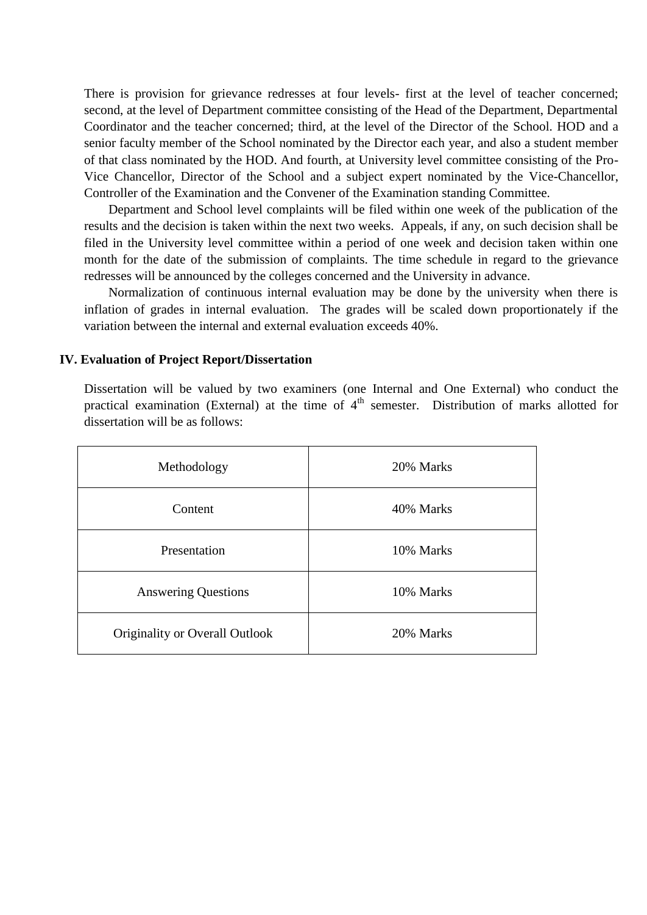There is provision for grievance redresses at four levels- first at the level of teacher concerned; second, at the level of Department committee consisting of the Head of the Department, Departmental Coordinator and the teacher concerned; third, at the level of the Director of the School. HOD and a senior faculty member of the School nominated by the Director each year, and also a student member of that class nominated by the HOD. And fourth, at University level committee consisting of the Pro-Vice Chancellor, Director of the School and a subject expert nominated by the Vice-Chancellor, Controller of the Examination and the Convener of the Examination standing Committee.

Department and School level complaints will be filed within one week of the publication of the results and the decision is taken within the next two weeks. Appeals, if any, on such decision shall be filed in the University level committee within a period of one week and decision taken within one month for the date of the submission of complaints. The time schedule in regard to the grievance redresses will be announced by the colleges concerned and the University in advance.

Normalization of continuous internal evaluation may be done by the university when there is inflation of grades in internal evaluation. The grades will be scaled down proportionately if the variation between the internal and external evaluation exceeds 40%.

**IV. Evaluation of Project Report/Dissertation**

Dissertation will be valued by two examiners (one Internal and One External) who conduct the practical examination (External) at the time of 4th semester. Distribution of marks allotted for dissertation will be as follows:

| Methodology | 20% Marks |
|---|---|
| Content | 40% Marks |
| Presentation | 10% Marks |
| Answering Questions | 10% Marks |
| Originality or Overall Outlook | 20% Marks |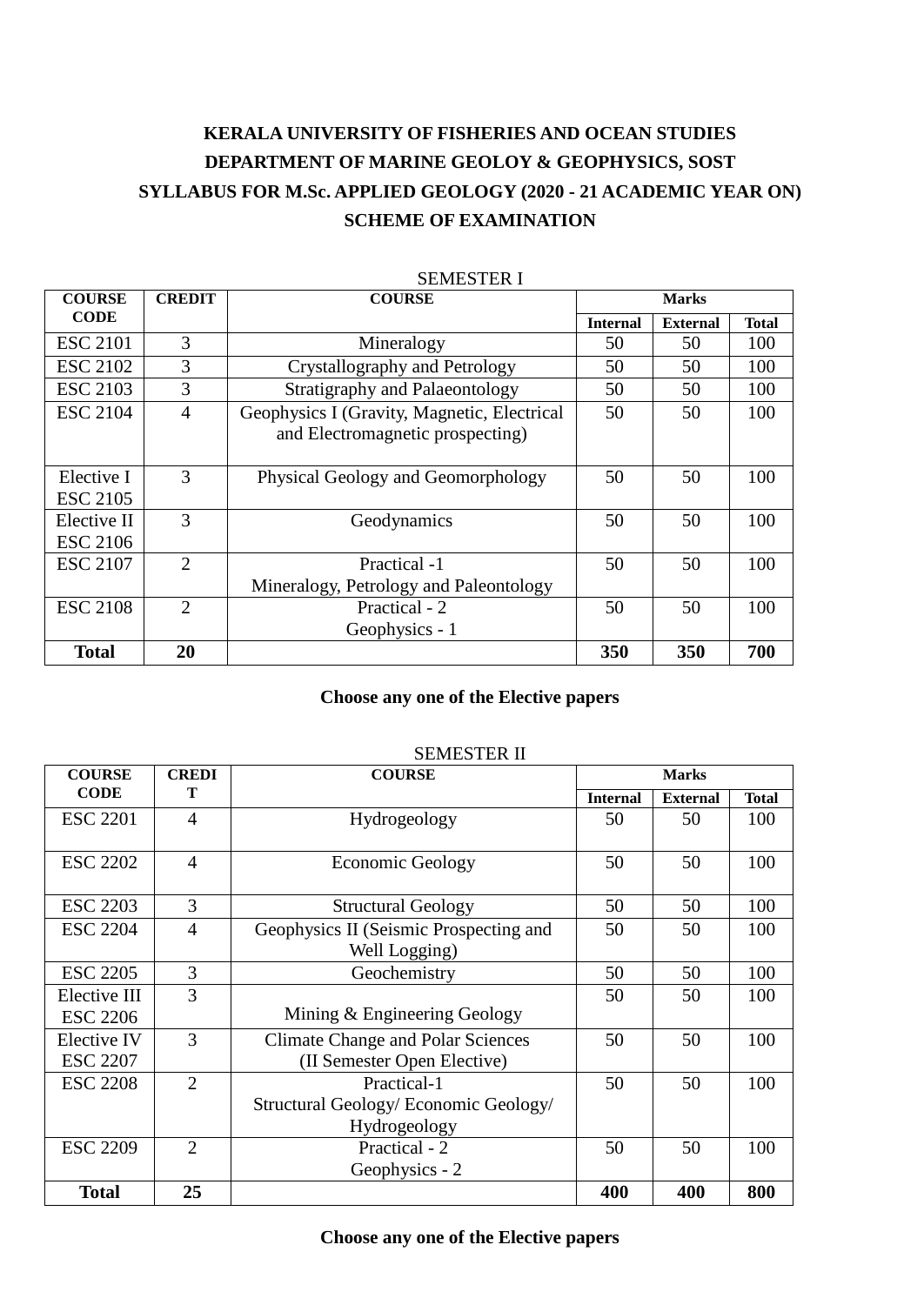**KERALA UNIVERSITY OF FISHERIES AND OCEAN STUDIES**

**DEPARTMENT OF MARINE GEOLOY & GEOPHYSICS, SOST**

**SYLLABUS FOR M.Sc. APPLIED GEOLOGY (2020 - 21 ACADEMIC YEAR ON)**

**SCHEME OF EXAMINATION**

SEMESTER I

| COURSE CODE | CREDIT | COURSE | Marks | | |
|---|---|---|---|---|---|
| | | | Internal | External | Total |
| ESC 2101 | 3 | Mineralogy | 50 | 50 | 100 |
| ESC 2102 | 3 | Crystallography and Petrology | 50 | 50 | 100 |
| ESC 2103 | 3 | Stratigraphy and Palaeontology | 50 | 50 | 100 |
| ESC 2104 | 4 | Geophysics I (Gravity, Magnetic, Electrical and Electromagnetic prospecting) | 50 | 50 | 100 |
| Elective I ESC 2105 | 3 | Physical Geology and Geomorphology | 50 | 50 | 100 |
| Elective II ESC 2106 | 3 | Geodynamics | 50 | 50 | 100 |
| ESC 2107 | 2 | Practical -1 Mineralogy, Petrology and Paleontology | 50 | 50 | 100 |
| ESC 2108 | 2 | Practical - 2 Geophysics - 1 | 50 | 50 | 100 |
| **Total** | **20** | | **350** | **350** | **700** |

**Choose any one of the Elective papers**

SEMESTER II

| COURSE CODE | CREDIT | COURSE | Marks | | |
|---|---|---|---|---|---|
| | | | Internal | External | Total |
| ESC 2201 | 4 | Hydrogeology | 50 | 50 | 100 |
| ESC 2202 | 4 | Economic Geology | 50 | 50 | 100 |
| ESC 2203 | 3 | Structural Geology | 50 | 50 | 100 |
| ESC 2204 | 4 | Geophysics II (Seismic Prospecting and Well Logging) | 50 | 50 | 100 |
| ESC 2205 | 3 | Geochemistry | 50 | 50 | 100 |
| Elective III ESC 2206 | 3 | Mining & Engineering Geology | 50 | 50 | 100 |
| Elective IV ESC 2207 | 3 | Climate Change and Polar Sciences (II Semester Open Elective) | 50 | 50 | 100 |
| ESC 2208 | 2 | Practical-1 Structural Geology/ Economic Geology/ Hydrogeology | 50 | 50 | 100 |
| ESC 2209 | 2 | Practical - 2 Geophysics - 2 | 50 | 50 | 100 |
| **Total** | **25** | | **400** | **400** | **800** |

**Choose any one of the Elective papers**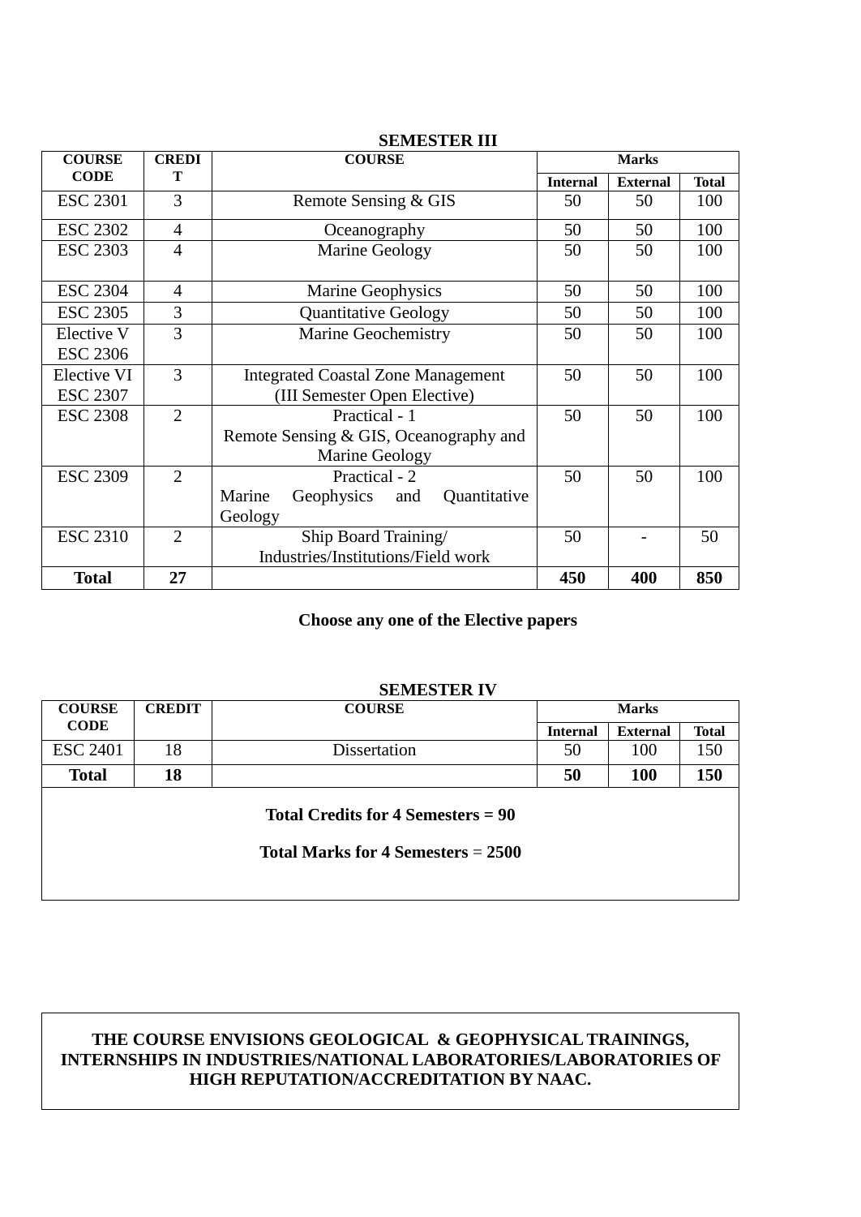### SEMESTER III

| COURSE CODE | CREDIT | COURSE | Marks | | |
|---|---|---|---|---|---|
| | | | Internal | External | Total |
| ESC 2301 | 3 | Remote Sensing & GIS | 50 | 50 | 100 |
| ESC 2302 | 4 | Oceanography | 50 | 50 | 100 |
| ESC 2303 | 4 | Marine Geology | 50 | 50 | 100 |
| ESC 2304 | 4 | Marine Geophysics | 50 | 50 | 100 |
| ESC 2305 | 3 | Quantitative Geology | 50 | 50 | 100 |
| Elective V ESC 2306 | 3 | Marine Geochemistry | 50 | 50 | 100 |
| Elective VI ESC 2307 | 3 | Integrated Coastal Zone Management (III Semester Open Elective) | 50 | 50 | 100 |
| ESC 2308 | 2 | Practical - 1 Remote Sensing & GIS, Oceanography and Marine Geology | 50 | 50 | 100 |
| ESC 2309 | 2 | Practical - 2 Marine Geophysics and Quantitative Geology | 50 | 50 | 100 |
| ESC 2310 | 2 | Ship Board Training/ Industries/Institutions/Field work | 50 | - | 50 |
| **Total** | **27** | | **450** | **400** | **850** |

**Choose any one of the Elective papers**

### SEMESTER IV

| COURSE CODE | CREDIT | COURSE | Marks | | |
|---|---|---|---|---|---|
| | | | Internal | External | Total |
| ESC 2401 | 18 | Dissertation | 50 | 100 | 150 |
| **Total** | **18** | | **50** | **100** | **150** |

**Total Credits for 4 Semesters = 90**

**Total Marks for 4 Semesters = 2500**

**THE COURSE ENVISIONS GEOLOGICAL & GEOPHYSICAL TRAININGS, INTERNSHIPS IN INDUSTRIES/NATIONAL LABORATORIES/LABORATORIES OF HIGH REPUTATION/ACCREDITATION BY NAAC.**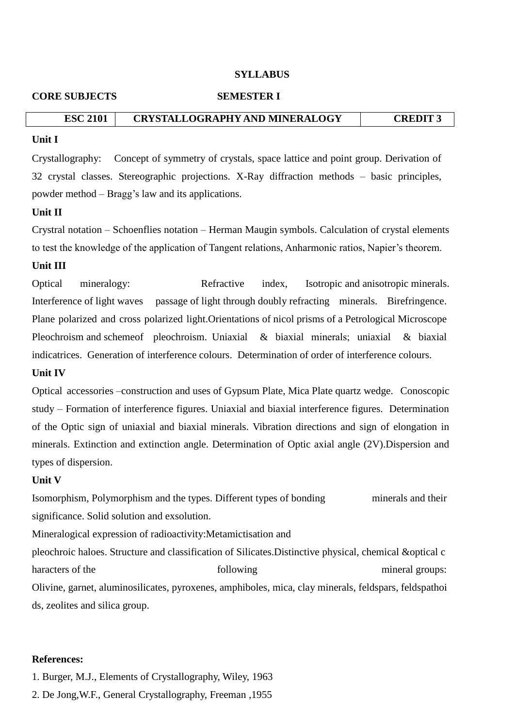**SYLLABUS**

**CORE SUBJECTS SEMESTER I**

| ESC 2101 | CRYSTALLOGRAPHY AND MINERALOGY | CREDIT 3 |
|---|---|---|

**Unit I**

Crystallography: Concept of symmetry of crystals, space lattice and point group. Derivation of 32 crystal classes. Stereographic projections. X-Ray diffraction methods – basic principles, powder method – Bragg's law and its applications.

**Unit II**

Crystral notation – Schoenflies notation – Herman Maugin symbols. Calculation of crystal elements to test the knowledge of the application of Tangent relations, Anharmonic ratios, Napier's theorem.

**Unit III**

Optical mineralogy: Refractive index, Isotropic and anisotropic minerals. Interference of light waves passage of light through doubly refracting minerals. Birefringence. Plane polarized and cross polarized light.Orientations of nicol prisms of a Petrological Microscope Pleochroism and schemeof pleochroism. Uniaxial & biaxial minerals; uniaxial & biaxial indicatrices. Generation of interference colours. Determination of order of interference colours.

**Unit IV**

Optical accessories –construction and uses of Gypsum Plate, Mica Plate quartz wedge. Conoscopic study – Formation of interference figures. Uniaxial and biaxial interference figures. Determination of the Optic sign of uniaxial and biaxial minerals. Vibration directions and sign of elongation in minerals. Extinction and extinction angle. Determination of Optic axial angle (2V).Dispersion and types of dispersion.

**Unit V**

Isomorphism, Polymorphism and the types. Different types of bonding minerals and their significance. Solid solution and exsolution.

Mineralogical expression of radioactivity:Metamictisation and

pleochroic haloes. Structure and classification of Silicates.Distinctive physical, chemical &optical c haracters of the following mineral groups: Olivine, garnet, aluminosilicates, pyroxenes, amphiboles, mica, clay minerals, feldspars, feldspathoi ds, zeolites and silica group.

**References:**

1. Burger, M.J., Elements of Crystallography, Wiley, 1963
2. De Jong,W.F., General Crystallography, Freeman ,1955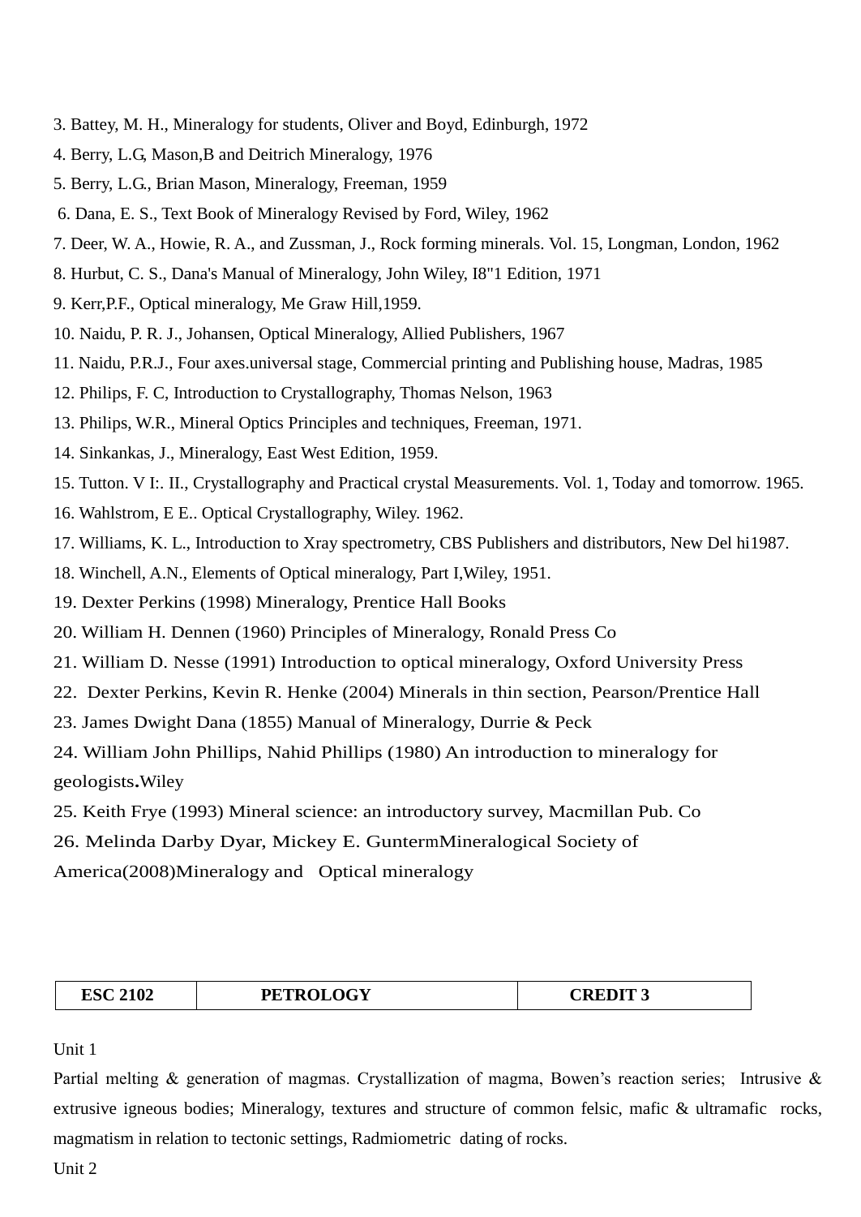3. Battey, M. H., Mineralogy for students, Oliver and Boyd, Edinburgh, 1972

4. Berry, L.G, Mason,B and Deitrich Mineralogy, 1976

5. Berry, L.G., Brian Mason, Mineralogy, Freeman, 1959

6. Dana, E. S., Text Book of Mineralogy Revised by Ford, Wiley, 1962

7. Deer, W. A., Howie, R. A., and Zussman, J., Rock forming minerals. Vol. 15, Longman, London, 1962

8. Hurbut, C. S., Dana's Manual of Mineralogy, John Wiley, I8"1 Edition, 1971

9. Kerr,P.F., Optical mineralogy, Me Graw Hill,1959.

10. Naidu, P. R. J., Johansen, Optical Mineralogy, Allied Publishers, 1967

11. Naidu, P.R.J., Four axes.universal stage, Commercial printing and Publishing house, Madras, 1985

12. Philips, F. C, Introduction to Crystallography, Thomas Nelson, 1963

13. Philips, W.R., Mineral Optics Principles and techniques, Freeman, 1971.

14. Sinkankas, J., Mineralogy, East West Edition, 1959.

15. Tutton. V I:. II., Crystallography and Practical crystal Measurements. Vol. 1, Today and tomorrow. 1965.

16. Wahlstrom, E E.. Optical Crystallography, Wiley. 1962.

17. Williams, K. L., Introduction to Xray spectrometry, CBS Publishers and distributors, New Del hi1987.

18. Winchell, A.N., Elements of Optical mineralogy, Part I,Wiley, 1951.

19. Dexter Perkins (1998) Mineralogy, Prentice Hall Books

20. William H. Dennen (1960) Principles of Mineralogy, Ronald Press Co

21. William D. Nesse (1991) Introduction to optical mineralogy, Oxford University Press

22. Dexter Perkins, Kevin R. Henke (2004) Minerals in thin section, Pearson/Prentice Hall

23. James Dwight Dana (1855) Manual of Mineralogy, Durrie & Peck

24. William John Phillips, Nahid Phillips (1980) An introduction to mineralogy for geologists.Wiley

25. Keith Frye (1993) Mineral science: an introductory survey, Macmillan Pub. Co

26. Melinda Darby Dyar, Mickey E. GuntermMineralogical Society of America(2008)Mineralogy and Optical mineralogy

| ESC 2102 | PETROLOGY | CREDIT 3 |
|---|---|---|

Unit 1

Partial melting & generation of magmas. Crystallization of magma, Bowen's reaction series; Intrusive & extrusive igneous bodies; Mineralogy, textures and structure of common felsic, mafic & ultramafic rocks, magmatism in relation to tectonic settings, Radmiometric dating of rocks.

Unit 2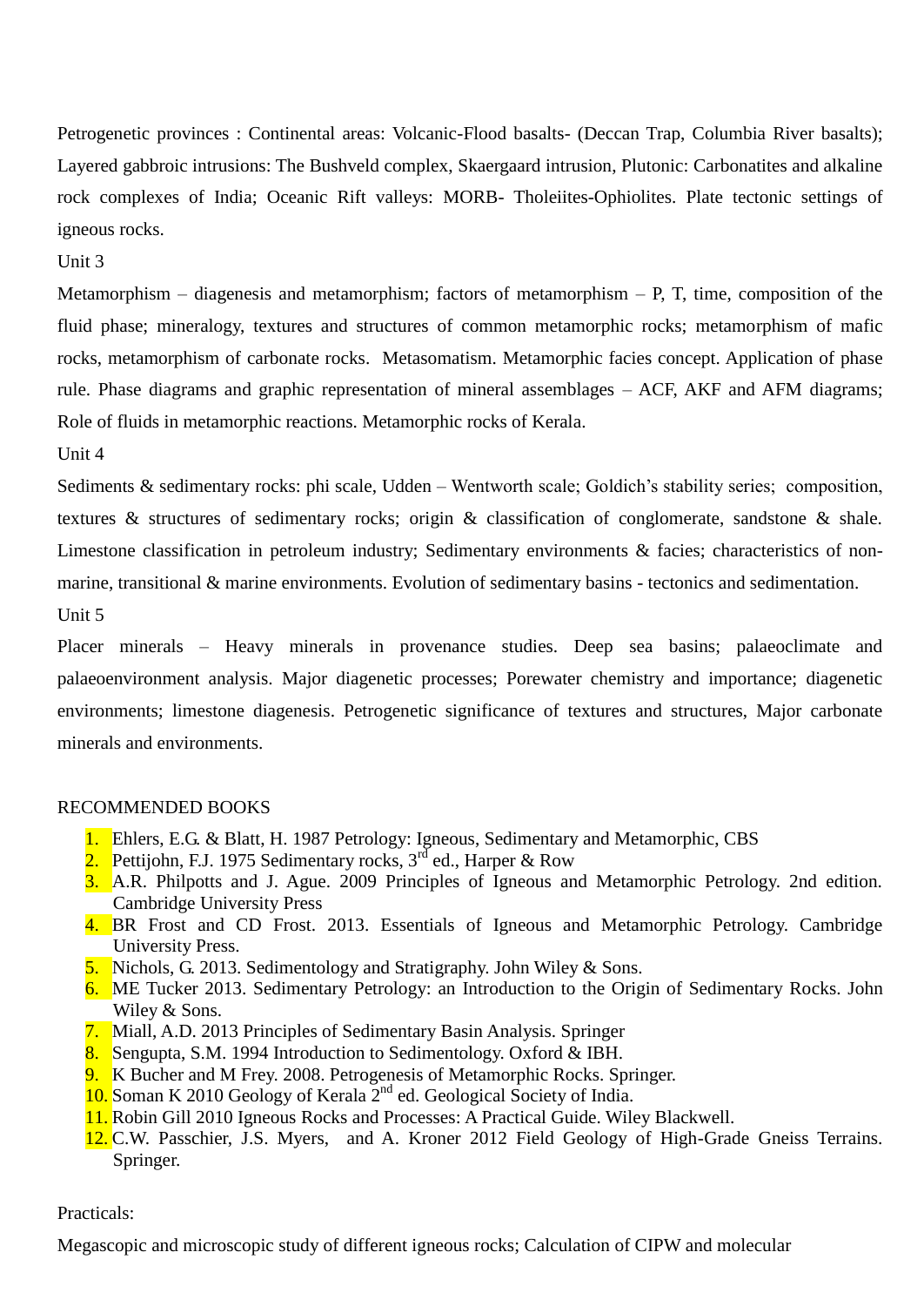Petrogenetic provinces : Continental areas: Volcanic-Flood basalts- (Deccan Trap, Columbia River basalts); Layered gabbroic intrusions: The Bushveld complex, Skaergaard intrusion, Plutonic: Carbonatites and alkaline rock complexes of India; Oceanic Rift valleys: MORB- Tholeiites-Ophiolites. Plate tectonic settings of igneous rocks.

Unit 3

Metamorphism – diagenesis and metamorphism; factors of metamorphism – P, T, time, composition of the fluid phase; mineralogy, textures and structures of common metamorphic rocks; metamorphism of mafic rocks, metamorphism of carbonate rocks. Metasomatism. Metamorphic facies concept. Application of phase rule. Phase diagrams and graphic representation of mineral assemblages – ACF, AKF and AFM diagrams; Role of fluids in metamorphic reactions. Metamorphic rocks of Kerala.

Unit 4

Sediments & sedimentary rocks: phi scale, Udden – Wentworth scale; Goldich's stability series; composition, textures & structures of sedimentary rocks; origin & classification of conglomerate, sandstone & shale. Limestone classification in petroleum industry; Sedimentary environments & facies; characteristics of non-marine, transitional & marine environments. Evolution of sedimentary basins - tectonics and sedimentation.

Unit 5

Placer minerals – Heavy minerals in provenance studies. Deep sea basins; palaeoclimate and palaeoenvironment analysis. Major diagenetic processes; Porewater chemistry and importance; diagenetic environments; limestone diagenesis. Petrogenetic significance of textures and structures, Major carbonate minerals and environments.

RECOMMENDED BOOKS

1. Ehlers, E.G. & Blatt, H. 1987 Petrology: Igneous, Sedimentary and Metamorphic, CBS
2. Pettijohn, F.J. 1975 Sedimentary rocks, 3rd ed., Harper & Row
3. A.R. Philpotts and J. Ague. 2009 Principles of Igneous and Metamorphic Petrology. 2nd edition. Cambridge University Press
4. BR Frost and CD Frost. 2013. Essentials of Igneous and Metamorphic Petrology. Cambridge University Press.
5. Nichols, G. 2013. Sedimentology and Stratigraphy. John Wiley & Sons.
6. ME Tucker 2013. Sedimentary Petrology: an Introduction to the Origin of Sedimentary Rocks. John Wiley & Sons.
7. Miall, A.D. 2013 Principles of Sedimentary Basin Analysis. Springer
8. Sengupta, S.M. 1994 Introduction to Sedimentology. Oxford & IBH.
9. K Bucher and M Frey. 2008. Petrogenesis of Metamorphic Rocks. Springer.
10. Soman K 2010 Geology of Kerala 2nd ed. Geological Society of India.
11. Robin Gill 2010 Igneous Rocks and Processes: A Practical Guide. Wiley Blackwell.
12. C.W. Passchier, J.S. Myers, and A. Kroner 2012 Field Geology of High-Grade Gneiss Terrains. Springer.

Practicals:

Megascopic and microscopic study of different igneous rocks; Calculation of CIPW and molecular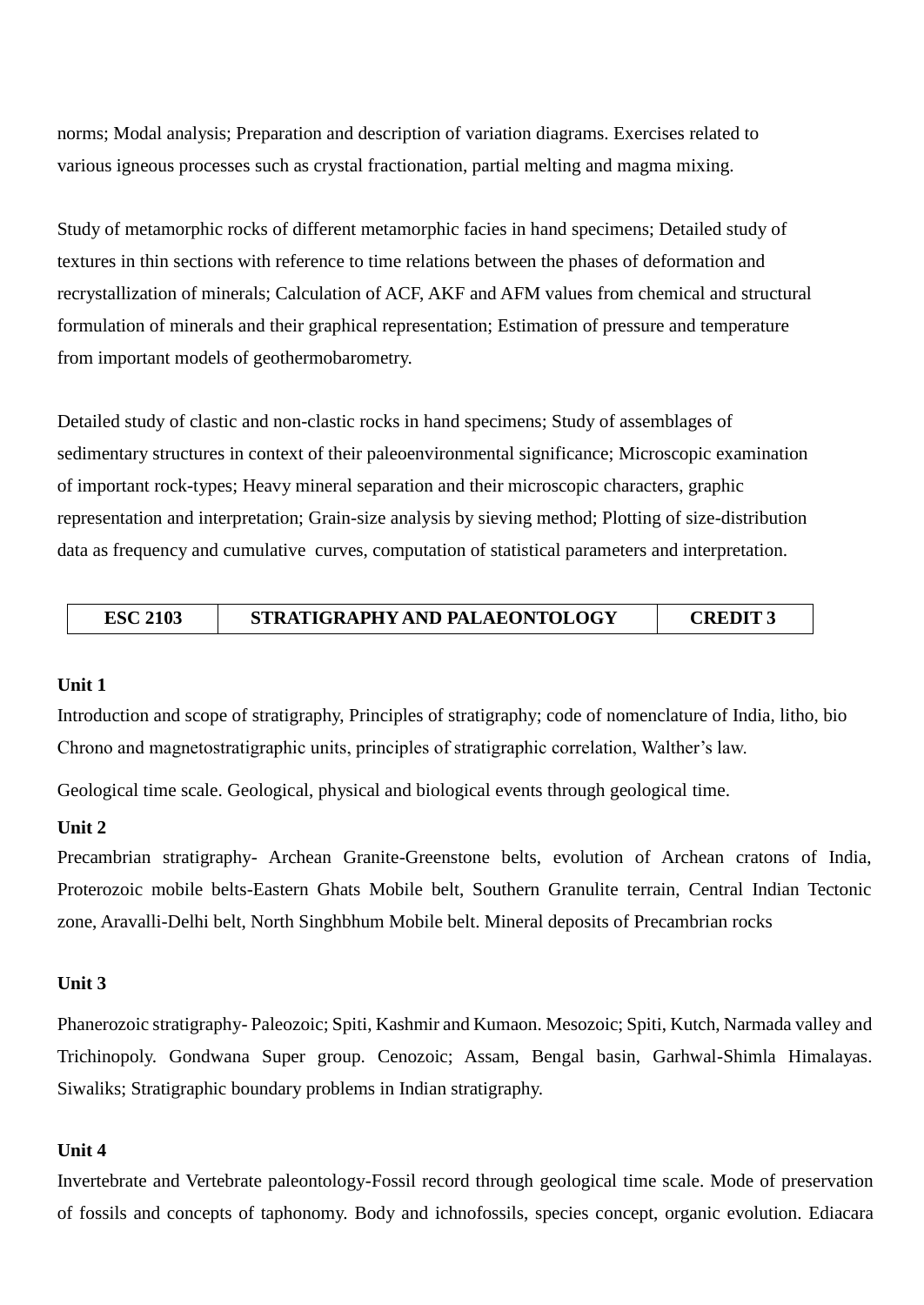norms; Modal analysis; Preparation and description of variation diagrams. Exercises related to various igneous processes such as crystal fractionation, partial melting and magma mixing.

Study of metamorphic rocks of different metamorphic facies in hand specimens; Detailed study of textures in thin sections with reference to time relations between the phases of deformation and recrystallization of minerals; Calculation of ACF, AKF and AFM values from chemical and structural formulation of minerals and their graphical representation; Estimation of pressure and temperature from important models of geothermobarometry.

Detailed study of clastic and non-clastic rocks in hand specimens; Study of assemblages of sedimentary structures in context of their paleoenvironmental significance; Microscopic examination of important rock-types; Heavy mineral separation and their microscopic characters, graphic representation and interpretation; Grain-size analysis by sieving method; Plotting of size-distribution data as frequency and cumulative curves, computation of statistical parameters and interpretation.

| ESC 2103 | STRATIGRAPHY AND PALAEONTOLOGY | CREDIT 3 |
|---|---|---|

**Unit 1**

Introduction and scope of stratigraphy, Principles of stratigraphy; code of nomenclature of India, litho, bio Chrono and magnetostratigraphic units, principles of stratigraphic correlation, Walther's law.

Geological time scale. Geological, physical and biological events through geological time.

**Unit 2**

Precambrian stratigraphy- Archean Granite-Greenstone belts, evolution of Archean cratons of India, Proterozoic mobile belts-Eastern Ghats Mobile belt, Southern Granulite terrain, Central Indian Tectonic zone, Aravalli-Delhi belt, North Singhbhum Mobile belt. Mineral deposits of Precambrian rocks

**Unit 3**

Phanerozoic stratigraphy- Paleozoic; Spiti, Kashmir and Kumaon. Mesozoic; Spiti, Kutch, Narmada valley and Trichinopoly. Gondwana Super group. Cenozoic; Assam, Bengal basin, Garhwal-Shimla Himalayas. Siwaliks; Stratigraphic boundary problems in Indian stratigraphy.

**Unit 4**

Invertebrate and Vertebrate paleontology-Fossil record through geological time scale. Mode of preservation of fossils and concepts of taphonomy. Body and ichnofossils, species concept, organic evolution. Ediacara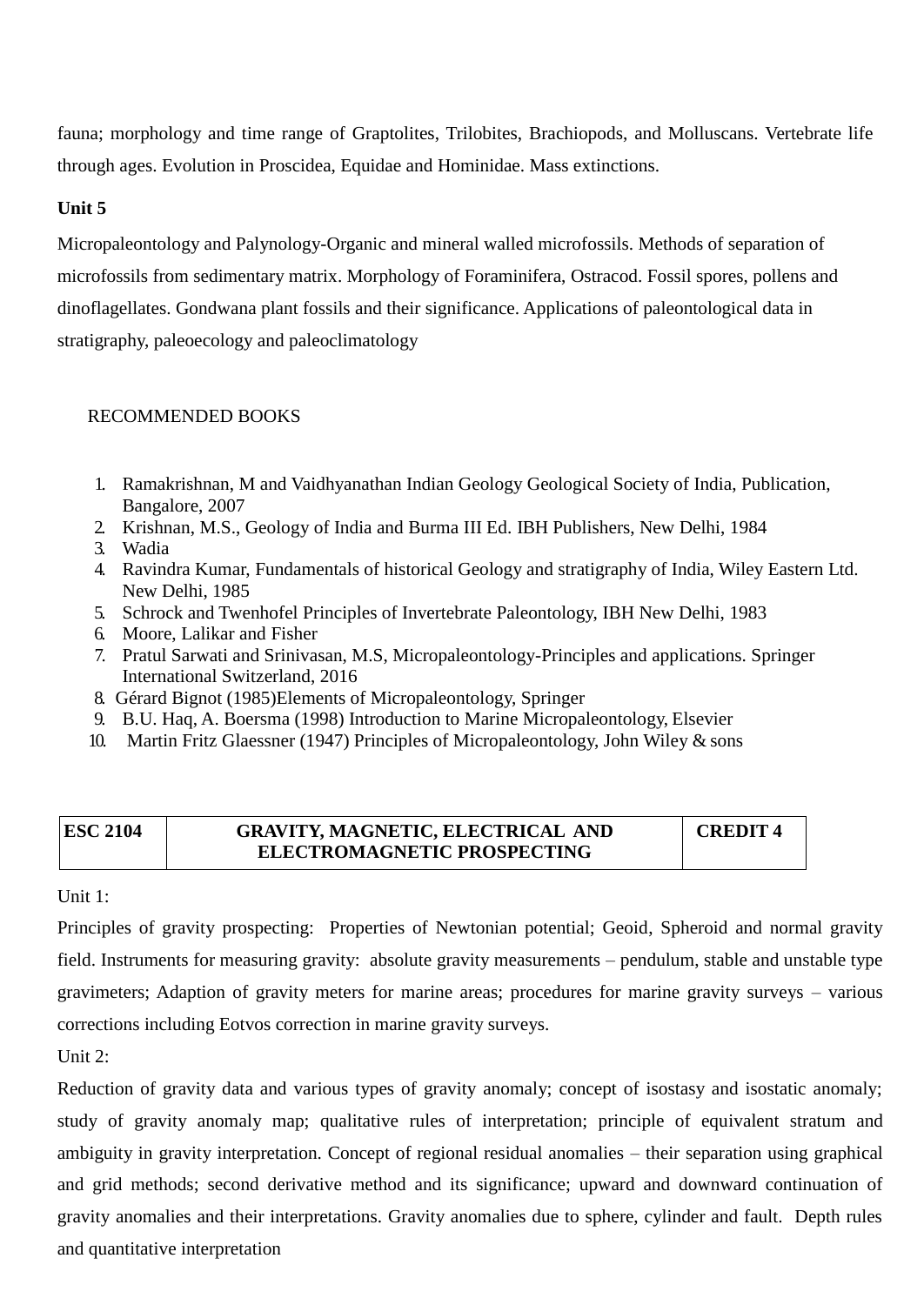fauna; morphology and time range of Graptolites, Trilobites, Brachiopods, and Molluscans. Vertebrate life through ages. Evolution in Proscidea, Equidae and Hominidae. Mass extinctions.

**Unit 5**

Micropaleontology and Palynology-Organic and mineral walled microfossils. Methods of separation of microfossils from sedimentary matrix. Morphology of Foraminifera, Ostracod. Fossil spores, pollens and dinoflagellates. Gondwana plant fossils and their significance. Applications of paleontological data in stratigraphy, paleoecology and paleoclimatology

RECOMMENDED BOOKS

1. Ramakrishnan, M and Vaidhyanathan Indian Geology Geological Society of India, Publication, Bangalore, 2007
2. Krishnan, M.S., Geology of India and Burma III Ed. IBH Publishers, New Delhi, 1984
3. Wadia
4. Ravindra Kumar, Fundamentals of historical Geology and stratigraphy of India, Wiley Eastern Ltd. New Delhi, 1985
5. Schrock and Twenhofel Principles of Invertebrate Paleontology, IBH New Delhi, 1983
6. Moore, Lalikar and Fisher
7. Pratul Sarwati and Srinivasan, M.S, Micropaleontology-Principles and applications. Springer International Switzerland, 2016
8. Gérard Bignot (1985)Elements of Micropaleontology, Springer
9. B.U. Haq, A. Boersma (1998) Introduction to Marine Micropaleontology, Elsevier
10. Martin Fritz Glaessner (1947) Principles of Micropaleontology, John Wiley & sons

| ESC 2104 | GRAVITY, MAGNETIC, ELECTRICAL AND ELECTROMAGNETIC PROSPECTING | CREDIT 4 |
|---|---|---|

Unit 1:

Principles of gravity prospecting: Properties of Newtonian potential; Geoid, Spheroid and normal gravity field. Instruments for measuring gravity: absolute gravity measurements – pendulum, stable and unstable type gravimeters; Adaption of gravity meters for marine areas; procedures for marine gravity surveys – various corrections including Eotvos correction in marine gravity surveys.

Unit 2:

Reduction of gravity data and various types of gravity anomaly; concept of isostasy and isostatic anomaly; study of gravity anomaly map; qualitative rules of interpretation; principle of equivalent stratum and ambiguity in gravity interpretation. Concept of regional residual anomalies – their separation using graphical and grid methods; second derivative method and its significance; upward and downward continuation of gravity anomalies and their interpretations. Gravity anomalies due to sphere, cylinder and fault. Depth rules and quantitative interpretation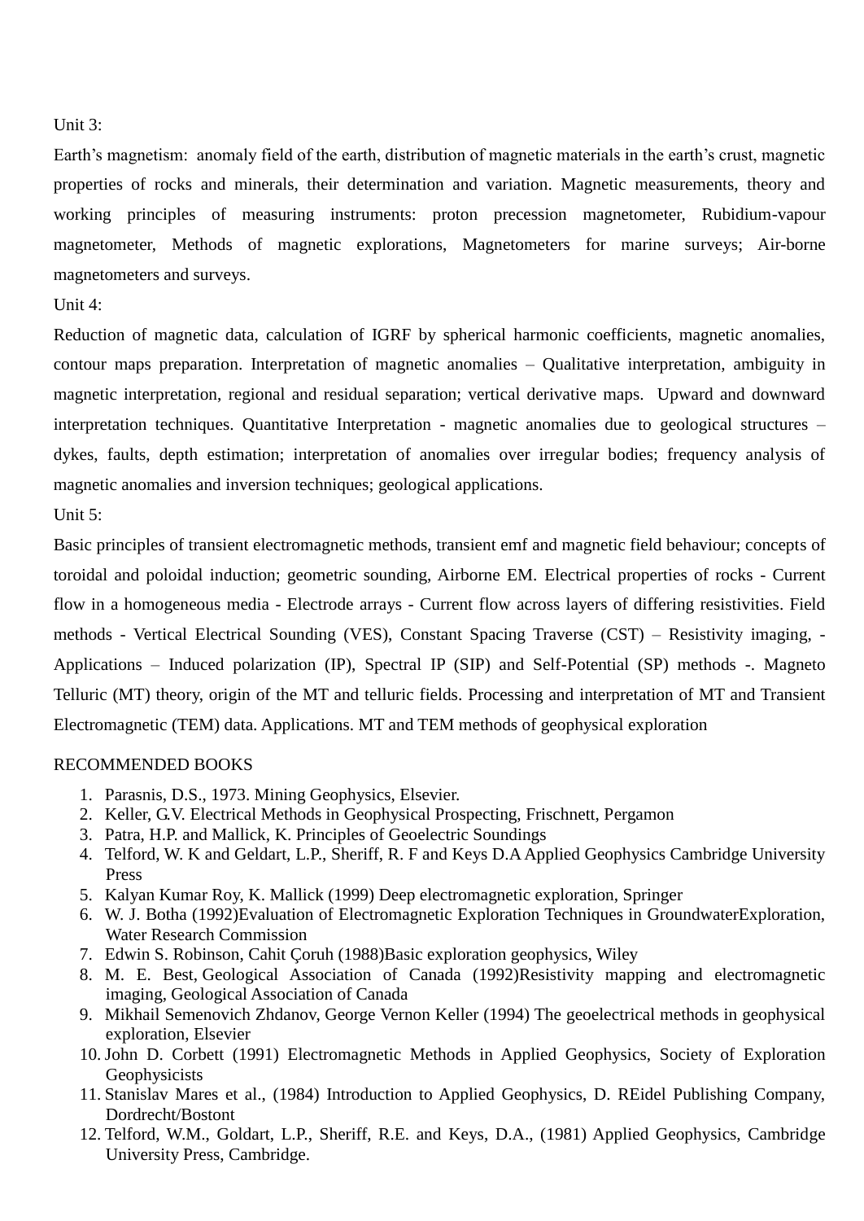Unit 3:

Earth's magnetism: anomaly field of the earth, distribution of magnetic materials in the earth's crust, magnetic properties of rocks and minerals, their determination and variation. Magnetic measurements, theory and working principles of measuring instruments: proton precession magnetometer, Rubidium-vapour magnetometer, Methods of magnetic explorations, Magnetometers for marine surveys; Air-borne magnetometers and surveys.

Unit 4:

Reduction of magnetic data, calculation of IGRF by spherical harmonic coefficients, magnetic anomalies, contour maps preparation. Interpretation of magnetic anomalies – Qualitative interpretation, ambiguity in magnetic interpretation, regional and residual separation; vertical derivative maps. Upward and downward interpretation techniques. Quantitative Interpretation - magnetic anomalies due to geological structures – dykes, faults, depth estimation; interpretation of anomalies over irregular bodies; frequency analysis of magnetic anomalies and inversion techniques; geological applications.

Unit 5:

Basic principles of transient electromagnetic methods, transient emf and magnetic field behaviour; concepts of toroidal and poloidal induction; geometric sounding, Airborne EM. Electrical properties of rocks - Current flow in a homogeneous media - Electrode arrays - Current flow across layers of differing resistivities. Field methods - Vertical Electrical Sounding (VES), Constant Spacing Traverse (CST) – Resistivity imaging, - Applications – Induced polarization (IP), Spectral IP (SIP) and Self-Potential (SP) methods -. Magneto Telluric (MT) theory, origin of the MT and telluric fields. Processing and interpretation of MT and Transient Electromagnetic (TEM) data. Applications. MT and TEM methods of geophysical exploration

RECOMMENDED BOOKS

1. Parasnis, D.S., 1973. Mining Geophysics, Elsevier.
2. Keller, G.V. Electrical Methods in Geophysical Prospecting, Frischnett, Pergamon
3. Patra, H.P. and Mallick, K. Principles of Geoelectric Soundings
4. Telford, W. K and Geldart, L.P., Sheriff, R. F and Keys D.A Applied Geophysics Cambridge University Press
5. Kalyan Kumar Roy, K. Mallick (1999) Deep electromagnetic exploration, Springer
6. W. J. Botha (1992)Evaluation of Electromagnetic Exploration Techniques in GroundwaterExploration, Water Research Commission
7. Edwin S. Robinson, Cahit Çoruh (1988)Basic exploration geophysics, Wiley
8. M. E. Best, Geological Association of Canada (1992)Resistivity mapping and electromagnetic imaging, Geological Association of Canada
9. Mikhail Semenovich Zhdanov, George Vernon Keller (1994) The geoelectrical methods in geophysical exploration, Elsevier
10. John D. Corbett (1991) Electromagnetic Methods in Applied Geophysics, Society of Exploration Geophysicists
11. Stanislav Mares et al., (1984) Introduction to Applied Geophysics, D. REidel Publishing Company, Dordrecht/Bostont
12. Telford, W.M., Goldart, L.P., Sheriff, R.E. and Keys, D.A., (1981) Applied Geophysics, Cambridge University Press, Cambridge.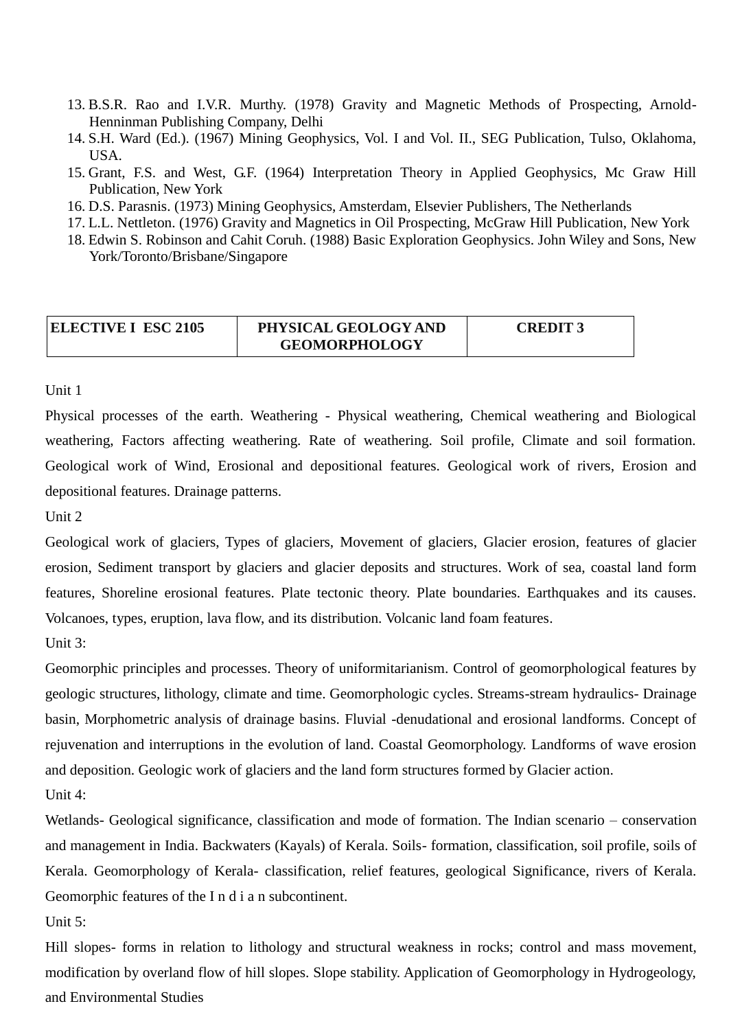13. B.S.R. Rao and I.V.R. Murthy. (1978) Gravity and Magnetic Methods of Prospecting, Arnold-Henninman Publishing Company, Delhi
14. S.H. Ward (Ed.). (1967) Mining Geophysics, Vol. I and Vol. II., SEG Publication, Tulso, Oklahoma, USA.
15. Grant, F.S. and West, G.F. (1964) Interpretation Theory in Applied Geophysics, Mc Graw Hill Publication, New York
16. D.S. Parasnis. (1973) Mining Geophysics, Amsterdam, Elsevier Publishers, The Netherlands
17. L.L. Nettleton. (1976) Gravity and Magnetics in Oil Prospecting, McGraw Hill Publication, New York
18. Edwin S. Robinson and Cahit Coruh. (1988) Basic Exploration Geophysics. John Wiley and Sons, New York/Toronto/Brisbane/Singapore

| **ELECTIVE I ESC 2105** | **PHYSICAL GEOLOGY AND GEOMORPHOLOGY** | **CREDIT 3** |
|---|---|---|

Unit 1

Physical processes of the earth. Weathering - Physical weathering, Chemical weathering and Biological weathering, Factors affecting weathering. Rate of weathering. Soil profile, Climate and soil formation. Geological work of Wind, Erosional and depositional features. Geological work of rivers, Erosion and depositional features. Drainage patterns.

Unit 2

Geological work of glaciers, Types of glaciers, Movement of glaciers, Glacier erosion, features of glacier erosion, Sediment transport by glaciers and glacier deposits and structures. Work of sea, coastal land form features, Shoreline erosional features. Plate tectonic theory. Plate boundaries. Earthquakes and its causes. Volcanoes, types, eruption, lava flow, and its distribution. Volcanic land foam features.

Unit 3:

Geomorphic principles and processes. Theory of uniformitarianism. Control of geomorphological features by geologic structures, lithology, climate and time. Geomorphologic cycles. Streams-stream hydraulics- Drainage basin, Morphometric analysis of drainage basins. Fluvial -denudational and erosional landforms. Concept of rejuvenation and interruptions in the evolution of land. Coastal Geomorphology. Landforms of wave erosion and deposition. Geologic work of glaciers and the land form structures formed by Glacier action.

Unit 4:

Wetlands- Geological significance, classification and mode of formation. The Indian scenario – conservation and management in India. Backwaters (Kayals) of Kerala. Soils- formation, classification, soil profile, soils of Kerala. Geomorphology of Kerala- classification, relief features, geological Significance, rivers of Kerala. Geomorphic features of the I n d i a n subcontinent.

Unit 5:

Hill slopes- forms in relation to lithology and structural weakness in rocks; control and mass movement, modification by overland flow of hill slopes. Slope stability. Application of Geomorphology in Hydrogeology, and Environmental Studies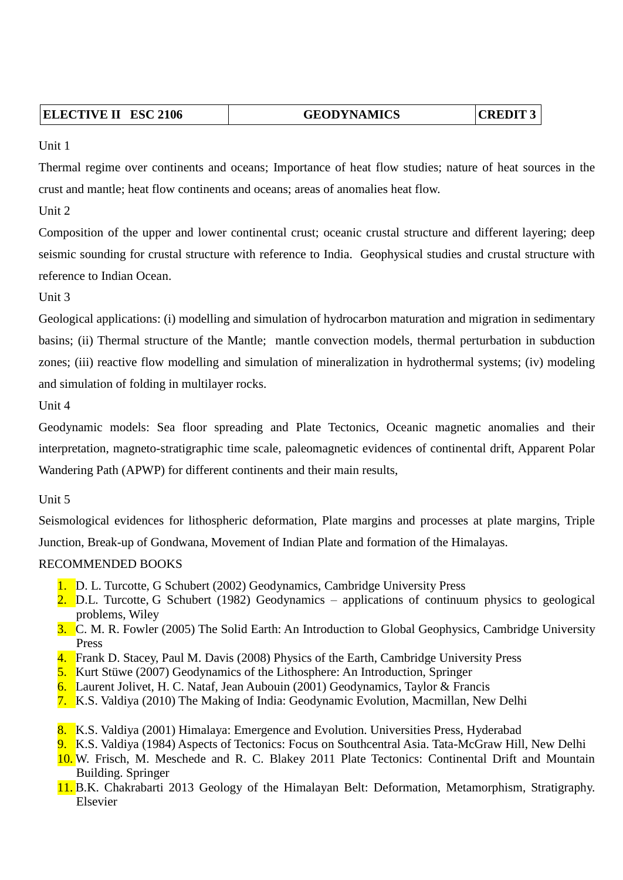| ELECTIVE II ESC 2106 | GEODYNAMICS | CREDIT 3 |
|---|---|---|

Unit 1

Thermal regime over continents and oceans; Importance of heat flow studies; nature of heat sources in the crust and mantle; heat flow continents and oceans; areas of anomalies heat flow.

Unit 2

Composition of the upper and lower continental crust; oceanic crustal structure and different layering; deep seismic sounding for crustal structure with reference to India. Geophysical studies and crustal structure with reference to Indian Ocean.

Unit 3

Geological applications: (i) modelling and simulation of hydrocarbon maturation and migration in sedimentary basins; (ii) Thermal structure of the Mantle; mantle convection models, thermal perturbation in subduction zones; (iii) reactive flow modelling and simulation of mineralization in hydrothermal systems; (iv) modeling and simulation of folding in multilayer rocks.

Unit 4

Geodynamic models: Sea floor spreading and Plate Tectonics, Oceanic magnetic anomalies and their interpretation, magneto-stratigraphic time scale, paleomagnetic evidences of continental drift, Apparent Polar Wandering Path (APWP) for different continents and their main results,

Unit 5

Seismological evidences for lithospheric deformation, Plate margins and processes at plate margins, Triple Junction, Break-up of Gondwana, Movement of Indian Plate and formation of the Himalayas.

RECOMMENDED BOOKS

1. D. L. Turcotte, G Schubert (2002) Geodynamics, Cambridge University Press
2. D.L. Turcotte, G Schubert (1982) Geodynamics – applications of continuum physics to geological problems, Wiley
3. C. M. R. Fowler (2005) The Solid Earth: An Introduction to Global Geophysics, Cambridge University Press
4. Frank D. Stacey, Paul M. Davis (2008) Physics of the Earth, Cambridge University Press
5. Kurt Stüwe (2007) Geodynamics of the Lithosphere: An Introduction, Springer
6. Laurent Jolivet, H. C. Nataf, Jean Aubouin (2001) Geodynamics, Taylor & Francis
7. K.S. Valdiya (2010) The Making of India: Geodynamic Evolution, Macmillan, New Delhi
8. K.S. Valdiya (2001) Himalaya: Emergence and Evolution. Universities Press, Hyderabad
9. K.S. Valdiya (1984) Aspects of Tectonics: Focus on Southcentral Asia. Tata-McGraw Hill, New Delhi
10. W. Frisch, M. Meschede and R. C. Blakey 2011 Plate Tectonics: Continental Drift and Mountain Building. Springer
11. B.K. Chakrabarti 2013 Geology of the Himalayan Belt: Deformation, Metamorphism, Stratigraphy. Elsevier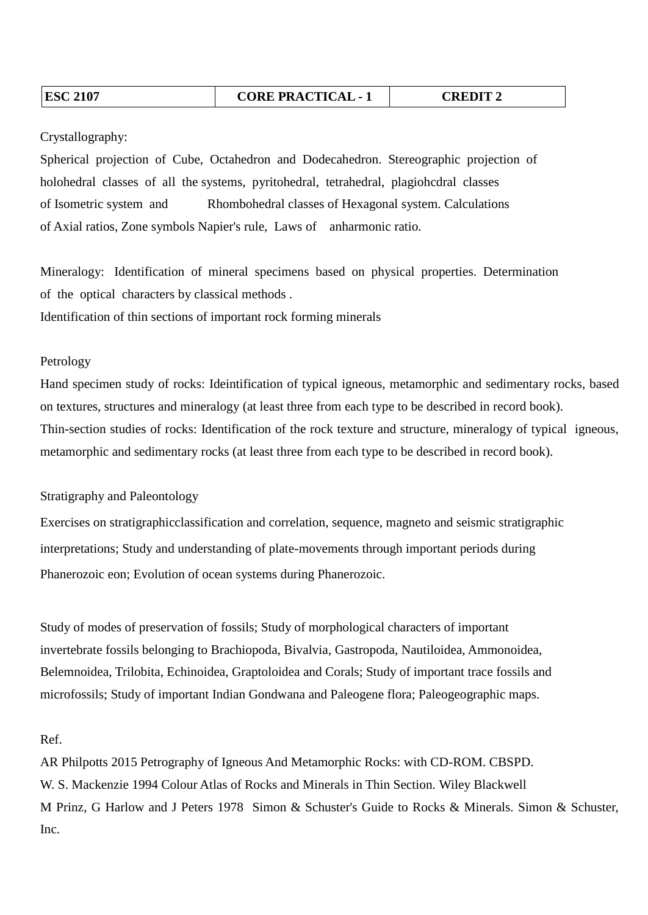| **ESC 2107** | **CORE PRACTICAL - 1** | **CREDIT 2** |
|---|---|---|

Crystallography:

Spherical projection of Cube, Octahedron and Dodecahedron. Stereographic projection of holohedral classes of all the systems, pyritohedral, tetrahedral, plagiohcdral classes of Isometric system and Rhombohedral classes of Hexagonal system. Calculations of Axial ratios, Zone symbols Napier's rule, Laws of anharmonic ratio.

Mineralogy: Identification of mineral specimens based on physical properties. Determination of the optical characters by classical methods .
Identification of thin sections of important rock forming minerals

Petrology

Hand specimen study of rocks: Ideintification of typical igneous, metamorphic and sedimentary rocks, based on textures, structures and mineralogy (at least three from each type to be described in record book).
Thin-section studies of rocks: Identification of the rock texture and structure, mineralogy of typical igneous, metamorphic and sedimentary rocks (at least three from each type to be described in record book).

Stratigraphy and Paleontology

Exercises on stratigraphicclassification and correlation, sequence, magneto and seismic stratigraphic interpretations; Study and understanding of plate-movements through important periods during Phanerozoic eon; Evolution of ocean systems during Phanerozoic.

Study of modes of preservation of fossils; Study of morphological characters of important invertebrate fossils belonging to Brachiopoda, Bivalvia, Gastropoda, Nautiloidea, Ammonoidea, Belemnoidea, Trilobita, Echinoidea, Graptoloidea and Corals; Study of important trace fossils and microfossils; Study of important Indian Gondwana and Paleogene flora; Paleogeographic maps.

Ref.

AR Philpotts 2015 Petrography of Igneous And Metamorphic Rocks: with CD-ROM. CBSPD.
W. S. Mackenzie 1994 Colour Atlas of Rocks and Minerals in Thin Section. Wiley Blackwell
M Prinz, G Harlow and J Peters 1978 Simon & Schuster's Guide to Rocks & Minerals. Simon & Schuster, Inc.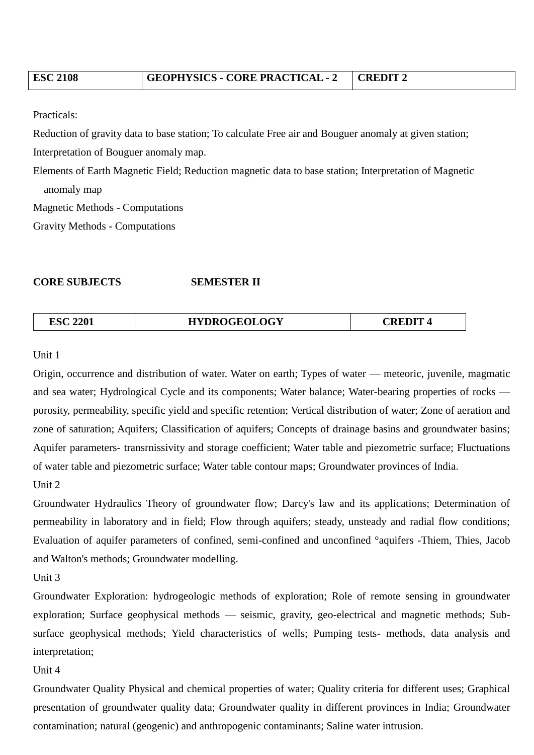| ESC 2108 | GEOPHYSICS - CORE PRACTICAL - 2 | CREDIT 2 |
|---|---|---|

Practicals:

Reduction of gravity data to base station; To calculate Free air and Bouguer anomaly at given station; Interpretation of Bouguer anomaly map.

Elements of Earth Magnetic Field; Reduction magnetic data to base station; Interpretation of Magnetic anomaly map

Magnetic Methods - Computations

Gravity Methods - Computations

**CORE SUBJECTS SEMESTER II**

| ESC 2201 | HYDROGEOLOGY | CREDIT 4 |
|---|---|---|

Unit 1

Origin, occurrence and distribution of water. Water on earth; Types of water — meteoric, juvenile, magmatic and sea water; Hydrological Cycle and its components; Water balance; Water-bearing properties of rocks — porosity, permeability, specific yield and specific retention; Vertical distribution of water; Zone of aeration and zone of saturation; Aquifers; Classification of aquifers; Concepts of drainage basins and groundwater basins; Aquifer parameters- transrnissivity and storage coefficient; Water table and piezometric surface; Fluctuations of water table and piezometric surface; Water table contour maps; Groundwater provinces of India.

Unit 2

Groundwater Hydraulics Theory of groundwater flow; Darcy's law and its applications; Determination of permeability in laboratory and in field; Flow through aquifers; steady, unsteady and radial flow conditions; Evaluation of aquifer parameters of confined, semi-confined and unconfined °aquifers -Thiem, Thies, Jacob and Walton's methods; Groundwater modelling.

Unit 3

Groundwater Exploration: hydrogeologic methods of exploration; Role of remote sensing in groundwater exploration; Surface geophysical methods — seismic, gravity, geo-electrical and magnetic methods; Sub-surface geophysical methods; Yield characteristics of wells; Pumping tests- methods, data analysis and interpretation;

Unit 4

Groundwater Quality Physical and chemical properties of water; Quality criteria for different uses; Graphical presentation of groundwater quality data; Groundwater quality in different provinces in India; Groundwater contamination; natural (geogenic) and anthropogenic contaminants; Saline water intrusion.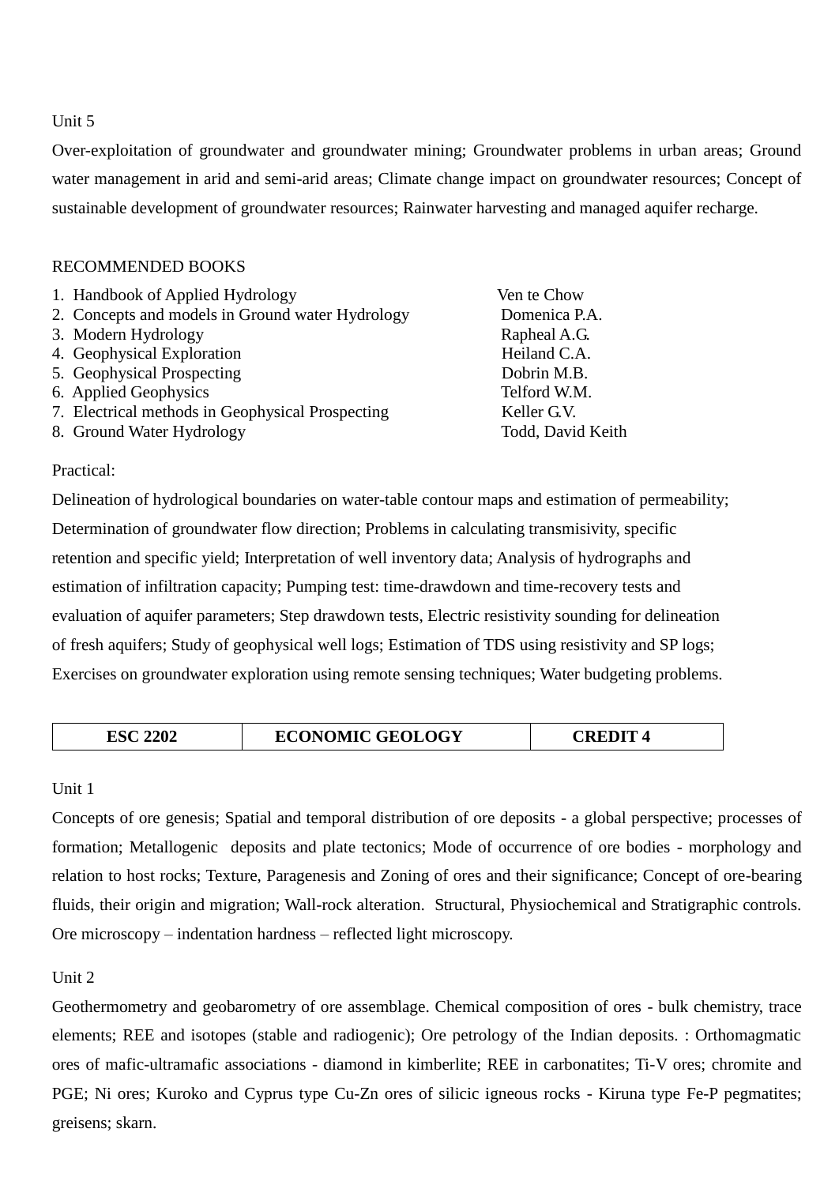Unit 5

Over-exploitation of groundwater and groundwater mining; Groundwater problems in urban areas; Ground water management in arid and semi-arid areas; Climate change impact on groundwater resources; Concept of sustainable development of groundwater resources; Rainwater harvesting and managed aquifer recharge.

RECOMMENDED BOOKS

| | |
|---|---|
| 1. Handbook of Applied Hydrology | Ven te Chow |
| 2. Concepts and models in Ground water Hydrology | Domenica P.A. |
| 3. Modern Hydrology | Rapheal A.G. |
| 4. Geophysical Exploration | Heiland C.A. |
| 5. Geophysical Prospecting | Dobrin M.B. |
| 6. Applied Geophysics | Telford W.M. |
| 7. Electrical methods in Geophysical Prospecting | Keller G.V. |
| 8. Ground Water Hydrology | Todd, David Keith |

Practical:

Delineation of hydrological boundaries on water-table contour maps and estimation of permeability; Determination of groundwater flow direction; Problems in calculating transmisivity, specific retention and specific yield; Interpretation of well inventory data; Analysis of hydrographs and estimation of infiltration capacity; Pumping test: time-drawdown and time-recovery tests and evaluation of aquifer parameters; Step drawdown tests, Electric resistivity sounding for delineation of fresh aquifers; Study of geophysical well logs; Estimation of TDS using resistivity and SP logs; Exercises on groundwater exploration using remote sensing techniques; Water budgeting problems.

| ESC 2202 | ECONOMIC GEOLOGY | CREDIT 4 |
|---|---|---|

Unit 1

Concepts of ore genesis; Spatial and temporal distribution of ore deposits - a global perspective; processes of formation; Metallogenic deposits and plate tectonics; Mode of occurrence of ore bodies - morphology and relation to host rocks; Texture, Paragenesis and Zoning of ores and their significance; Concept of ore-bearing fluids, their origin and migration; Wall-rock alteration. Structural, Physiochemical and Stratigraphic controls. Ore microscopy – indentation hardness – reflected light microscopy.

Unit 2

Geothermometry and geobarometry of ore assemblage. Chemical composition of ores - bulk chemistry, trace elements; REE and isotopes (stable and radiogenic); Ore petrology of the Indian deposits. : Orthomagmatic ores of mafic-ultramafic associations - diamond in kimberlite; REE in carbonatites; Ti-V ores; chromite and PGE; Ni ores; Kuroko and Cyprus type Cu-Zn ores of silicic igneous rocks - Kiruna type Fe-P pegmatites; greisens; skarn.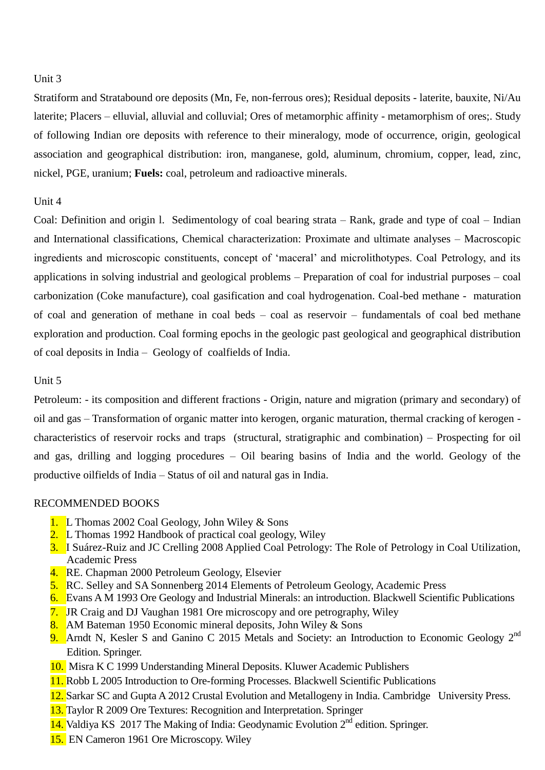Unit 3

Stratiform and Stratabound ore deposits (Mn, Fe, non-ferrous ores); Residual deposits - laterite, bauxite, Ni/Au laterite; Placers – elluvial, alluvial and colluvial; Ores of metamorphic affinity - metamorphism of ores;. Study of following Indian ore deposits with reference to their mineralogy, mode of occurrence, origin, geological association and geographical distribution: iron, manganese, gold, aluminum, chromium, copper, lead, zinc, nickel, PGE, uranium; **Fuels:** coal, petroleum and radioactive minerals.

Unit 4

Coal: Definition and origin l. Sedimentology of coal bearing strata – Rank, grade and type of coal – Indian and International classifications, Chemical characterization: Proximate and ultimate analyses – Macroscopic ingredients and microscopic constituents, concept of 'maceral' and microlithotypes. Coal Petrology, and its applications in solving industrial and geological problems – Preparation of coal for industrial purposes – coal carbonization (Coke manufacture), coal gasification and coal hydrogenation. Coal-bed methane - maturation of coal and generation of methane in coal beds – coal as reservoir – fundamentals of coal bed methane exploration and production. Coal forming epochs in the geologic past geological and geographical distribution of coal deposits in India – Geology of coalfields of India.

Unit 5

Petroleum: - its composition and different fractions - Origin, nature and migration (primary and secondary) of oil and gas – Transformation of organic matter into kerogen, organic maturation, thermal cracking of kerogen - characteristics of reservoir rocks and traps (structural, stratigraphic and combination) – Prospecting for oil and gas, drilling and logging procedures – Oil bearing basins of India and the world. Geology of the productive oilfields of India – Status of oil and natural gas in India.

RECOMMENDED BOOKS

1. L Thomas 2002 Coal Geology, John Wiley & Sons
2. L Thomas 1992 Handbook of practical coal geology, Wiley
3. I Suárez-Ruiz and JC Crelling 2008 Applied Coal Petrology: The Role of Petrology in Coal Utilization, Academic Press
4. RE. Chapman 2000 Petroleum Geology, Elsevier
5. RC. Selley and SA Sonnenberg 2014 Elements of Petroleum Geology, Academic Press
6. Evans A M 1993 Ore Geology and Industrial Minerals: an introduction. Blackwell Scientific Publications
7. JR Craig and DJ Vaughan 1981 Ore microscopy and ore petrography, Wiley
8. AM Bateman 1950 Economic mineral deposits, John Wiley & Sons
9. Arndt N, Kesler S and Ganino C 2015 Metals and Society: an Introduction to Economic Geology 2nd Edition. Springer.
10. Misra K C 1999 Understanding Mineral Deposits. Kluwer Academic Publishers
11. Robb L 2005 Introduction to Ore-forming Processes. Blackwell Scientific Publications
12. Sarkar SC and Gupta A 2012 Crustal Evolution and Metallogeny in India. Cambridge University Press.
13. Taylor R 2009 Ore Textures: Recognition and Interpretation. Springer
14. Valdiya KS 2017 The Making of India: Geodynamic Evolution 2nd edition. Springer.
15. EN Cameron 1961 Ore Microscopy. Wiley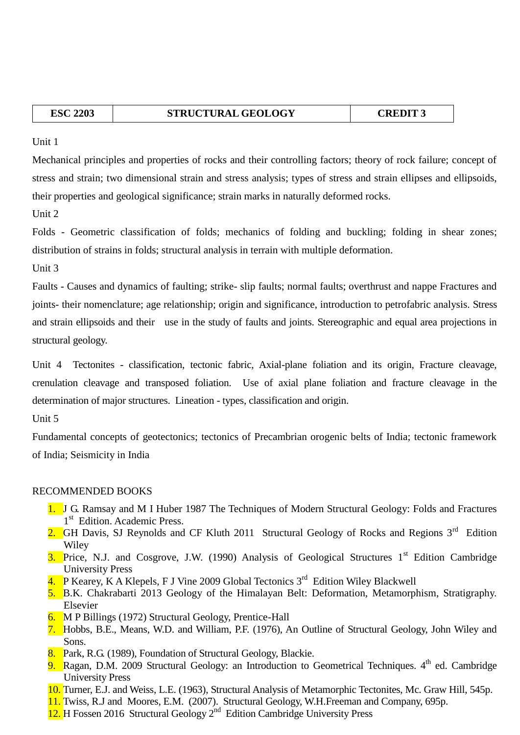| ESC 2203 | STRUCTURAL GEOLOGY | CREDIT 3 |
|---|---|---|

Unit 1

Mechanical principles and properties of rocks and their controlling factors; theory of rock failure; concept of stress and strain; two dimensional strain and stress analysis; types of stress and strain ellipses and ellipsoids, their properties and geological significance; strain marks in naturally deformed rocks.

Unit 2

Folds - Geometric classification of folds; mechanics of folding and buckling; folding in shear zones; distribution of strains in folds; structural analysis in terrain with multiple deformation.

Unit 3

Faults - Causes and dynamics of faulting; strike- slip faults; normal faults; overthrust and nappe Fractures and joints- their nomenclature; age relationship; origin and significance, introduction to petrofabric analysis. Stress and strain ellipsoids and their use in the study of faults and joints. Stereographic and equal area projections in structural geology.

Unit 4 Tectonites - classification, tectonic fabric, Axial-plane foliation and its origin, Fracture cleavage, crenulation cleavage and transposed foliation. Use of axial plane foliation and fracture cleavage in the determination of major structures. Lineation - types, classification and origin.

Unit 5

Fundamental concepts of geotectonics; tectonics of Precambrian orogenic belts of India; tectonic framework of India; Seismicity in India

RECOMMENDED BOOKS

1. J G. Ramsay and M I Huber 1987 The Techniques of Modern Structural Geology: Folds and Fractures 1st Edition. Academic Press.
2. GH Davis, SJ Reynolds and CF Kluth 2011 Structural Geology of Rocks and Regions 3rd Edition Wiley
3. Price, N.J. and Cosgrove, J.W. (1990) Analysis of Geological Structures 1st Edition Cambridge University Press
4. P Kearey, K A Klepels, F J Vine 2009 Global Tectonics 3rd Edition Wiley Blackwell
5. B.K. Chakrabarti 2013 Geology of the Himalayan Belt: Deformation, Metamorphism, Stratigraphy. Elsevier
6. M P Billings (1972) Structural Geology, Prentice-Hall
7. Hobbs, B.E., Means, W.D. and William, P.F. (1976), An Outline of Structural Geology, John Wiley and Sons.
8. Park, R.G. (1989), Foundation of Structural Geology, Blackie.
9. Ragan, D.M. 2009 Structural Geology: an Introduction to Geometrical Techniques. 4th ed. Cambridge University Press
10. Turner, E.J. and Weiss, L.E. (1963), Structural Analysis of Metamorphic Tectonites, Mc. Graw Hill, 545p.
11. Twiss, R.J and Moores, E.M. (2007). Structural Geology, W.H.Freeman and Company, 695p.
12. H Fossen 2016 Structural Geology 2nd Edition Cambridge University Press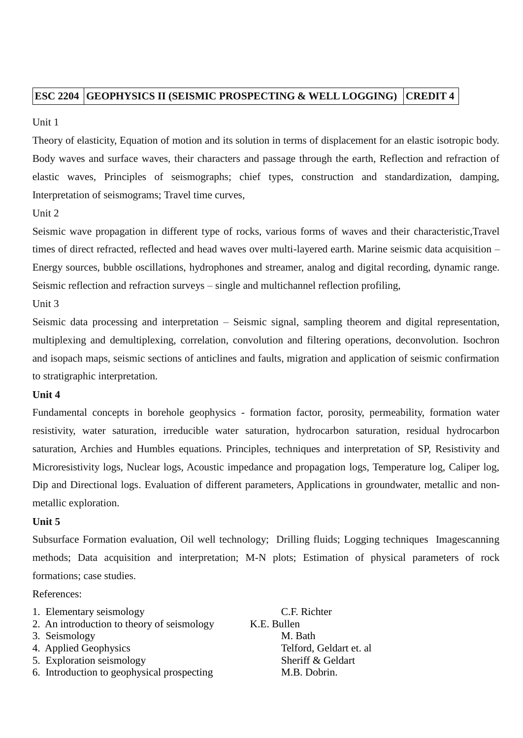| ESC 2204 | GEOPHYSICS II (SEISMIC PROSPECTING & WELL LOGGING) | CREDIT 4 |
|---|---|---|

Unit 1

Theory of elasticity, Equation of motion and its solution in terms of displacement for an elastic isotropic body. Body waves and surface waves, their characters and passage through the earth, Reflection and refraction of elastic waves, Principles of seismographs; chief types, construction and standardization, damping, Interpretation of seismograms; Travel time curves,

Unit 2

Seismic wave propagation in different type of rocks, various forms of waves and their characteristic,Travel times of direct refracted, reflected and head waves over multi-layered earth. Marine seismic data acquisition – Energy sources, bubble oscillations, hydrophones and streamer, analog and digital recording, dynamic range. Seismic reflection and refraction surveys – single and multichannel reflection profiling,

Unit 3

Seismic data processing and interpretation – Seismic signal, sampling theorem and digital representation, multiplexing and demultiplexing, correlation, convolution and filtering operations, deconvolution. Isochron and isopach maps, seismic sections of anticlines and faults, migration and application of seismic confirmation to stratigraphic interpretation.

**Unit 4**

Fundamental concepts in borehole geophysics - formation factor, porosity, permeability, formation water resistivity, water saturation, irreducible water saturation, hydrocarbon saturation, residual hydrocarbon saturation, Archies and Humbles equations. Principles, techniques and interpretation of SP, Resistivity and Microresistivity logs, Nuclear logs, Acoustic impedance and propagation logs, Temperature log, Caliper log, Dip and Directional logs. Evaluation of different parameters, Applications in groundwater, metallic and non-metallic exploration.

**Unit 5**

Subsurface Formation evaluation, Oil well technology; Drilling fluids; Logging techniques Imagescanning methods; Data acquisition and interpretation; M-N plots; Estimation of physical parameters of rock formations; case studies.

References:

1. Elementary seismology — C.F. Richter
2. An introduction to theory of seismology — K.E. Bullen
3. Seismology — M. Bath
4. Applied Geophysics — Telford, Geldart et. al
5. Exploration seismology — Sheriff & Geldart
6. Introduction to geophysical prospecting — M.B. Dobrin.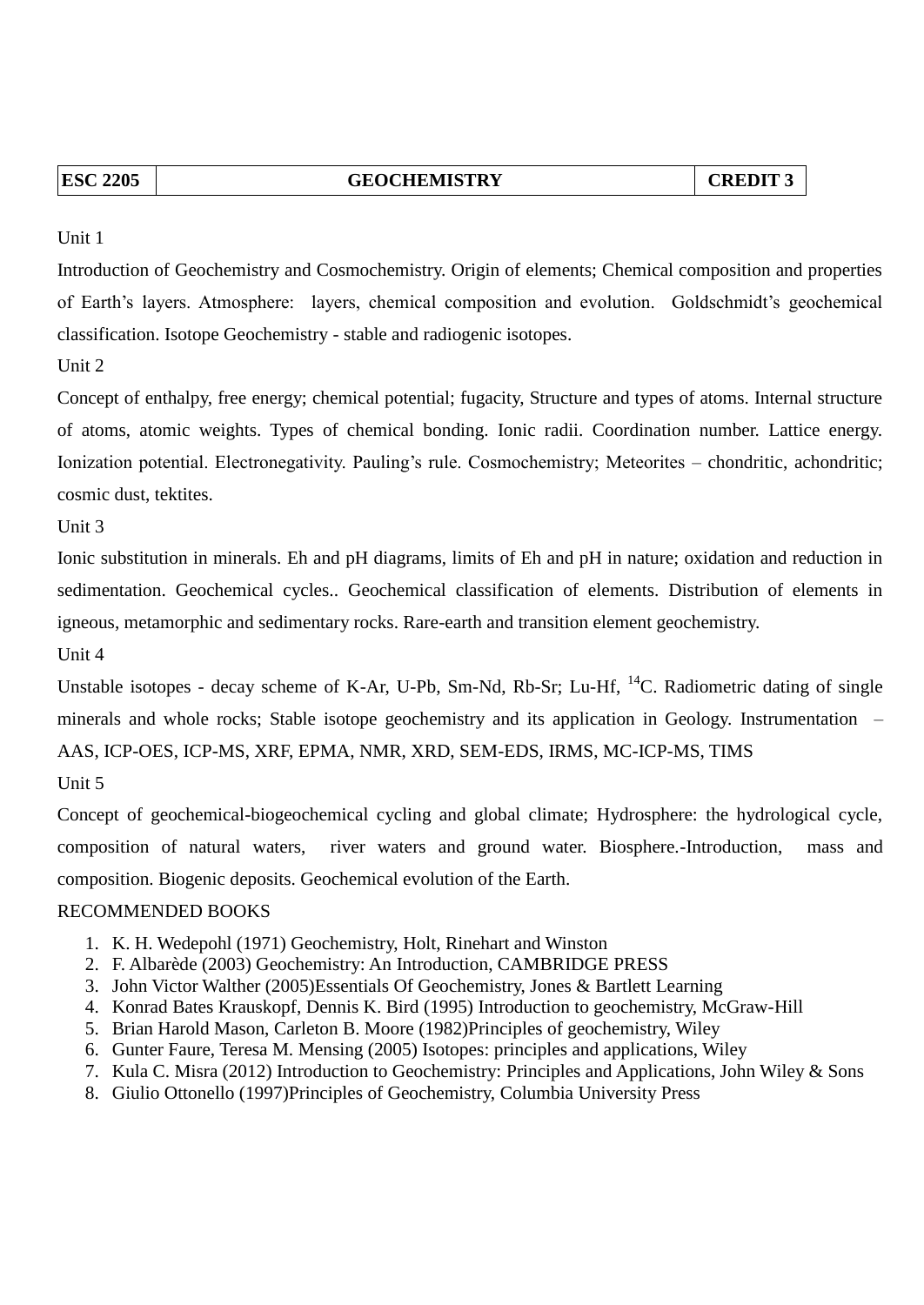| ESC 2205 | GEOCHEMISTRY | CREDIT 3 |
|---|---|---|

Unit 1

Introduction of Geochemistry and Cosmochemistry. Origin of elements; Chemical composition and properties of Earth's layers. Atmosphere: layers, chemical composition and evolution. Goldschmidt's geochemical classification. Isotope Geochemistry - stable and radiogenic isotopes.

Unit 2

Concept of enthalpy, free energy; chemical potential; fugacity, Structure and types of atoms. Internal structure of atoms, atomic weights. Types of chemical bonding. Ionic radii. Coordination number. Lattice energy. Ionization potential. Electronegativity. Pauling's rule. Cosmochemistry; Meteorites – chondritic, achondritic; cosmic dust, tektites.

Unit 3

Ionic substitution in minerals. Eh and pH diagrams, limits of Eh and pH in nature; oxidation and reduction in sedimentation. Geochemical cycles.. Geochemical classification of elements. Distribution of elements in igneous, metamorphic and sedimentary rocks. Rare-earth and transition element geochemistry.

Unit 4

Unstable isotopes - decay scheme of K-Ar, U-Pb, Sm-Nd, Rb-Sr; Lu-Hf, $^{14}C$. Radiometric dating of single minerals and whole rocks; Stable isotope geochemistry and its application in Geology. Instrumentation – AAS, ICP-OES, ICP-MS, XRF, EPMA, NMR, XRD, SEM-EDS, IRMS, MC-ICP-MS, TIMS

Unit 5

Concept of geochemical-biogeochemical cycling and global climate; Hydrosphere: the hydrological cycle, composition of natural waters, river waters and ground water. Biosphere.-Introduction, mass and composition. Biogenic deposits. Geochemical evolution of the Earth.

RECOMMENDED BOOKS

1. K. H. Wedepohl (1971) Geochemistry, Holt, Rinehart and Winston
2. F. Albarède (2003) Geochemistry: An Introduction, CAMBRIDGE PRESS
3. John Victor Walther (2005)Essentials Of Geochemistry, Jones & Bartlett Learning
4. Konrad Bates Krauskopf, Dennis K. Bird (1995) Introduction to geochemistry, McGraw-Hill
5. Brian Harold Mason, Carleton B. Moore (1982)Principles of geochemistry, Wiley
6. Gunter Faure, Teresa M. Mensing (2005) Isotopes: principles and applications, Wiley
7. Kula C. Misra (2012) Introduction to Geochemistry: Principles and Applications, John Wiley & Sons
8. Giulio Ottonello (1997)Principles of Geochemistry, Columbia University Press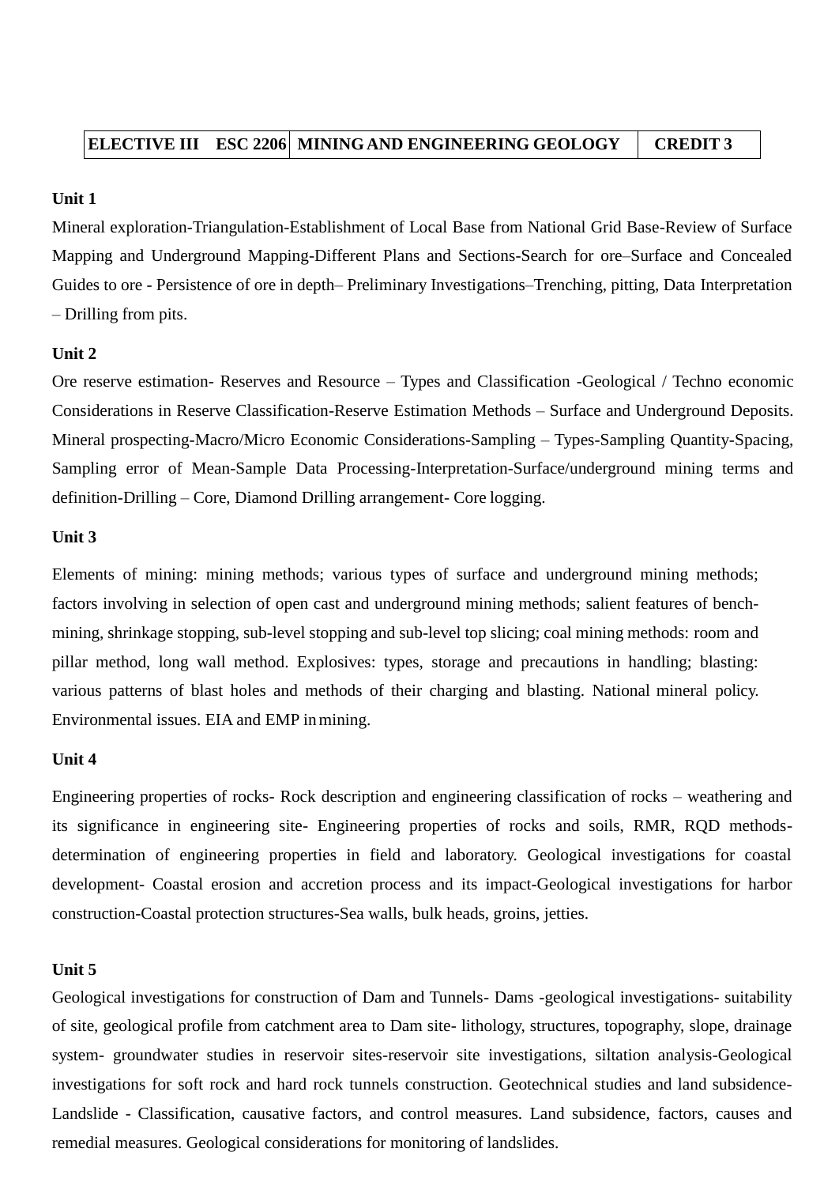| ELECTIVE III ESC 2206 | MINING AND ENGINEERING GEOLOGY | CREDIT 3 |
|---|---|---|

**Unit 1**

Mineral exploration-Triangulation-Establishment of Local Base from National Grid Base-Review of Surface Mapping and Underground Mapping-Different Plans and Sections-Search for ore–Surface and Concealed Guides to ore - Persistence of ore in depth– Preliminary Investigations–Trenching, pitting, Data Interpretation – Drilling from pits.

**Unit 2**

Ore reserve estimation- Reserves and Resource – Types and Classification -Geological / Techno economic Considerations in Reserve Classification-Reserve Estimation Methods – Surface and Underground Deposits. Mineral prospecting-Macro/Micro Economic Considerations-Sampling – Types-Sampling Quantity-Spacing, Sampling error of Mean-Sample Data Processing-Interpretation-Surface/underground mining terms and definition-Drilling – Core, Diamond Drilling arrangement- Core logging.

**Unit 3**

Elements of mining: mining methods; various types of surface and underground mining methods; factors involving in selection of open cast and underground mining methods; salient features of bench-mining, shrinkage stopping, sub-level stopping and sub-level top slicing; coal mining methods: room and pillar method, long wall method. Explosives: types, storage and precautions in handling; blasting: various patterns of blast holes and methods of their charging and blasting. National mineral policy. Environmental issues. EIA and EMP in mining.

**Unit 4**

Engineering properties of rocks- Rock description and engineering classification of rocks – weathering and its significance in engineering site- Engineering properties of rocks and soils, RMR, RQD methods-determination of engineering properties in field and laboratory. Geological investigations for coastal development- Coastal erosion and accretion process and its impact-Geological investigations for harbor construction-Coastal protection structures-Sea walls, bulk heads, groins, jetties.

**Unit 5**

Geological investigations for construction of Dam and Tunnels- Dams -geological investigations- suitability of site, geological profile from catchment area to Dam site- lithology, structures, topography, slope, drainage system- groundwater studies in reservoir sites-reservoir site investigations, siltation analysis-Geological investigations for soft rock and hard rock tunnels construction. Geotechnical studies and land subsidence- Landslide - Classification, causative factors, and control measures. Land subsidence, factors, causes and remedial measures. Geological considerations for monitoring of landslides.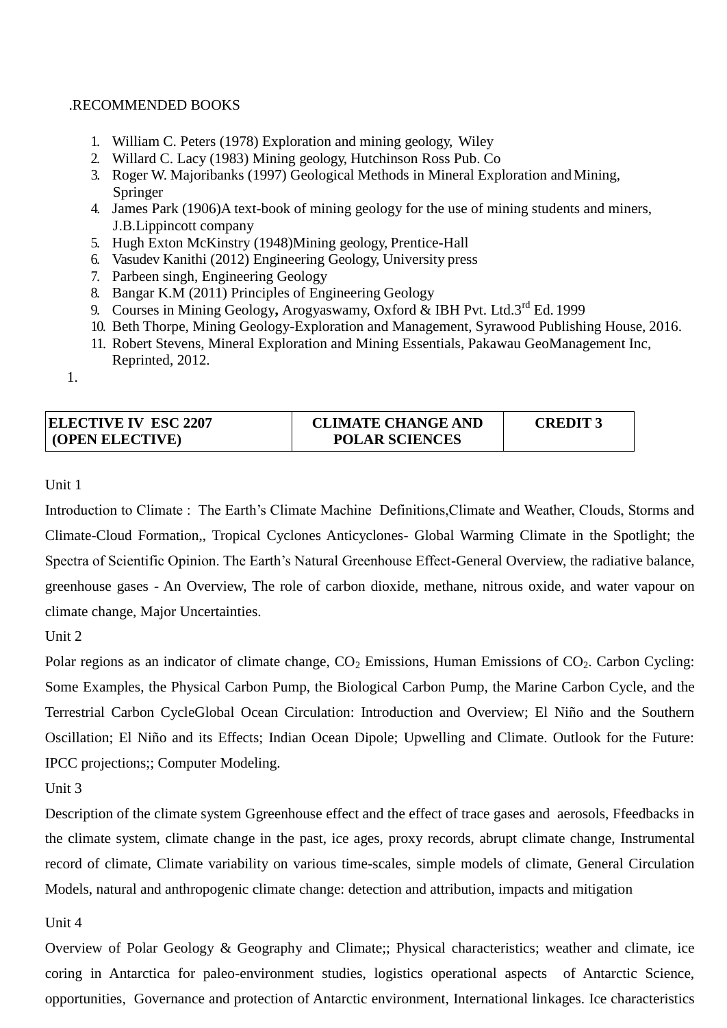.RECOMMENDED BOOKS

1. William C. Peters (1978) Exploration and mining geology, Wiley
2. Willard C. Lacy (1983) Mining geology, Hutchinson Ross Pub. Co
3. Roger W. Majoribanks (1997) Geological Methods in Mineral Exploration and Mining, Springer
4. James Park (1906)A text-book of mining geology for the use of mining students and miners, J.B.Lippincott company
5. Hugh Exton McKinstry (1948)Mining geology, Prentice-Hall
6. Vasudev Kanithi (2012) Engineering Geology, University press
7. Parbeen singh, Engineering Geology
8. Bangar K.M (2011) Principles of Engineering Geology
9. Courses in Mining Geology**,** Arogyaswamy, Oxford & IBH Pvt. Ltd.3rd Ed. 1999
10. Beth Thorpe, Mining Geology-Exploration and Management, Syrawood Publishing House, 2016.
11. Robert Stevens, Mineral Exploration and Mining Essentials, Pakawau GeoManagement Inc, Reprinted, 2012.

1.

| **ELECTIVE IV ESC 2207 (OPEN ELECTIVE)** | **CLIMATE CHANGE AND POLAR SCIENCES** | **CREDIT 3** |
|---|---|---|

Unit 1

Introduction to Climate : The Earth's Climate Machine Definitions,Climate and Weather, Clouds, Storms and Climate-Cloud Formation,, Tropical Cyclones Anticyclones- Global Warming Climate in the Spotlight; the Spectra of Scientific Opinion. The Earth's Natural Greenhouse Effect-General Overview, the radiative balance, greenhouse gases - An Overview, The role of carbon dioxide, methane, nitrous oxide, and water vapour on climate change, Major Uncertainties.

Unit 2

Polar regions as an indicator of climate change, $CO_2$ Emissions, Human Emissions of $CO_2$. Carbon Cycling: Some Examples, the Physical Carbon Pump, the Biological Carbon Pump, the Marine Carbon Cycle, and the Terrestrial Carbon CycleGlobal Ocean Circulation: Introduction and Overview; El Niño and the Southern Oscillation; El Niño and its Effects; Indian Ocean Dipole; Upwelling and Climate. Outlook for the Future: IPCC projections;; Computer Modeling.

Unit 3

Description of the climate system Ggreenhouse effect and the effect of trace gases and aerosols, Ffeedbacks in the climate system, climate change in the past, ice ages, proxy records, abrupt climate change, Instrumental record of climate, Climate variability on various time-scales, simple models of climate, General Circulation Models, natural and anthropogenic climate change: detection and attribution, impacts and mitigation

Unit 4

Overview of Polar Geology & Geography and Climate;; Physical characteristics; weather and climate, ice coring in Antarctica for paleo-environment studies, logistics operational aspects of Antarctic Science, opportunities, Governance and protection of Antarctic environment, International linkages. Ice characteristics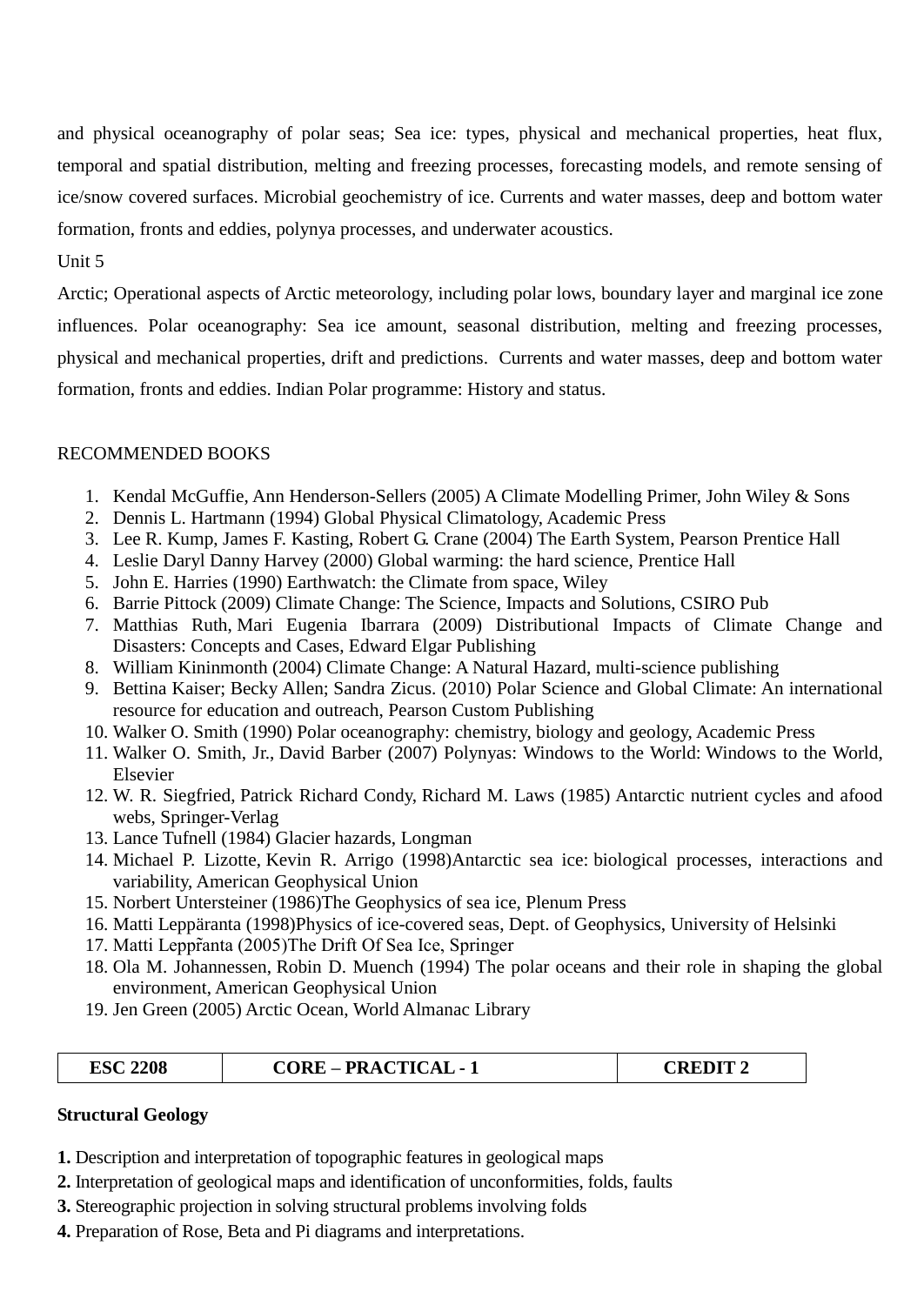and physical oceanography of polar seas; Sea ice: types, physical and mechanical properties, heat flux, temporal and spatial distribution, melting and freezing processes, forecasting models, and remote sensing of ice/snow covered surfaces. Microbial geochemistry of ice. Currents and water masses, deep and bottom water formation, fronts and eddies, polynya processes, and underwater acoustics.

Unit 5

Arctic; Operational aspects of Arctic meteorology, including polar lows, boundary layer and marginal ice zone influences. Polar oceanography: Sea ice amount, seasonal distribution, melting and freezing processes, physical and mechanical properties, drift and predictions. Currents and water masses, deep and bottom water formation, fronts and eddies. Indian Polar programme: History and status.

RECOMMENDED BOOKS

1. Kendal McGuffie, Ann Henderson-Sellers (2005) A Climate Modelling Primer, John Wiley & Sons
2. Dennis L. Hartmann (1994) Global Physical Climatology, Academic Press
3. Lee R. Kump, James F. Kasting, Robert G. Crane (2004) The Earth System, Pearson Prentice Hall
4. Leslie Daryl Danny Harvey (2000) Global warming: the hard science, Prentice Hall
5. John E. Harries (1990) Earthwatch: the Climate from space, Wiley
6. Barrie Pittock (2009) Climate Change: The Science, Impacts and Solutions, CSIRO Pub
7. Matthias Ruth, Mari Eugenia Ibarrara (2009) Distributional Impacts of Climate Change and Disasters: Concepts and Cases, Edward Elgar Publishing
8. William Kininmonth (2004) Climate Change: A Natural Hazard, multi-science publishing
9. Bettina Kaiser; Becky Allen; Sandra Zicus. (2010) Polar Science and Global Climate: An international resource for education and outreach, Pearson Custom Publishing
10. Walker O. Smith (1990) Polar oceanography: chemistry, biology and geology, Academic Press
11. Walker O. Smith, Jr., David Barber (2007) Polynyas: Windows to the World: Windows to the World, Elsevier
12. W. R. Siegfried, Patrick Richard Condy, Richard M. Laws (1985) Antarctic nutrient cycles and afood webs, Springer-Verlag
13. Lance Tufnell (1984) Glacier hazards, Longman
14. Michael P. Lizotte, Kevin R. Arrigo (1998)Antarctic sea ice: biological processes, interactions and variability, American Geophysical Union
15. Norbert Untersteiner (1986)The Geophysics of sea ice, Plenum Press
16. Matti Leppäranta (1998)Physics of ice-covered seas, Dept. of Geophysics, University of Helsinki
17. Matti Leppr̃anta (2005)The Drift Of Sea Ice, Springer
18. Ola M. Johannessen, Robin D. Muench (1994) The polar oceans and their role in shaping the global environment, American Geophysical Union
19. Jen Green (2005) Arctic Ocean, World Almanac Library

| ESC 2208 | CORE – PRACTICAL - 1 | CREDIT 2 |
|---|---|---|

**Structural Geology**

**1.** Description and interpretation of topographic features in geological maps

**2.** Interpretation of geological maps and identification of unconformities, folds, faults

**3.** Stereographic projection in solving structural problems involving folds

**4.** Preparation of Rose, Beta and Pi diagrams and interpretations.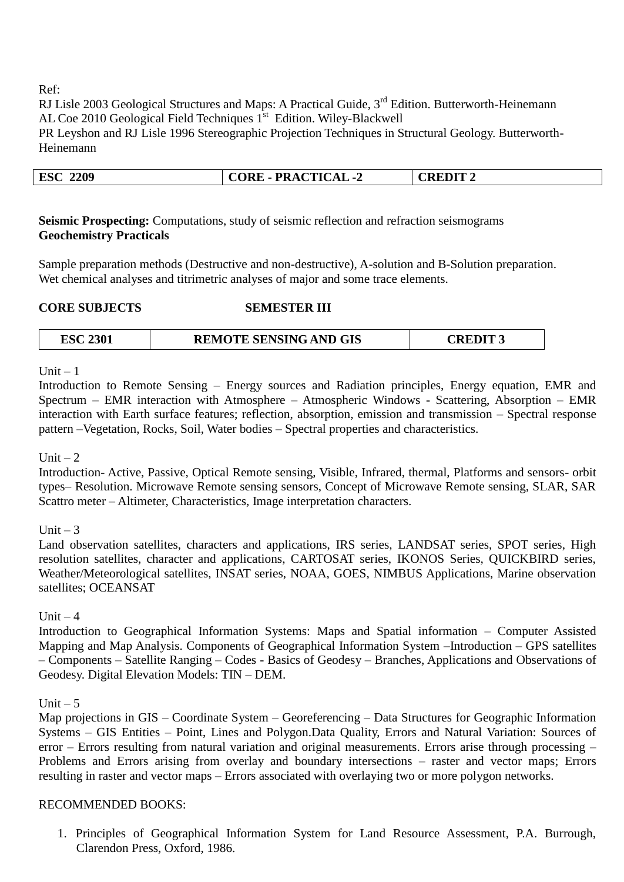Ref:

RJ Lisle 2003 Geological Structures and Maps: A Practical Guide, 3rd Edition. Butterworth-Heinemann
AL Coe 2010 Geological Field Techniques 1st Edition. Wiley-Blackwell
PR Leyshon and RJ Lisle 1996 Stereographic Projection Techniques in Structural Geology. Butterworth-Heinemann

| **ESC 2209** | **CORE - PRACTICAL -2** | **CREDIT 2** |
|---|---|---|

**Seismic Prospecting:** Computations, study of seismic reflection and refraction seismograms
**Geochemistry Practicals**

Sample preparation methods (Destructive and non-destructive), A-solution and B-Solution preparation. Wet chemical analyses and titrimetric analyses of major and some trace elements.

**CORE SUBJECTS SEMESTER III**

| **ESC 2301** | **REMOTE SENSING AND GIS** | **CREDIT 3** |
|---|---|---|

Unit – 1

Introduction to Remote Sensing – Energy sources and Radiation principles, Energy equation, EMR and Spectrum – EMR interaction with Atmosphere – Atmospheric Windows - Scattering, Absorption – EMR interaction with Earth surface features; reflection, absorption, emission and transmission – Spectral response pattern –Vegetation, Rocks, Soil, Water bodies – Spectral properties and characteristics.

Unit – 2

Introduction- Active, Passive, Optical Remote sensing, Visible, Infrared, thermal, Platforms and sensors- orbit types– Resolution. Microwave Remote sensing sensors, Concept of Microwave Remote sensing, SLAR, SAR Scattro meter – Altimeter, Characteristics, Image interpretation characters.

Unit – 3

Land observation satellites, characters and applications, IRS series, LANDSAT series, SPOT series, High resolution satellites, character and applications, CARTOSAT series, IKONOS Series, QUICKBIRD series, Weather/Meteorological satellites, INSAT series, NOAA, GOES, NIMBUS Applications, Marine observation satellites; OCEANSAT

Unit – 4

Introduction to Geographical Information Systems: Maps and Spatial information – Computer Assisted Mapping and Map Analysis. Components of Geographical Information System –Introduction – GPS satellites – Components – Satellite Ranging – Codes - Basics of Geodesy – Branches, Applications and Observations of Geodesy. Digital Elevation Models: TIN – DEM.

Unit – 5

Map projections in GIS – Coordinate System – Georeferencing – Data Structures for Geographic Information Systems – GIS Entities – Point, Lines and Polygon.Data Quality, Errors and Natural Variation: Sources of error – Errors resulting from natural variation and original measurements. Errors arise through processing – Problems and Errors arising from overlay and boundary intersections – raster and vector maps; Errors resulting in raster and vector maps – Errors associated with overlaying two or more polygon networks.

RECOMMENDED BOOKS:

1. Principles of Geographical Information System for Land Resource Assessment, P.A. Burrough, Clarendon Press, Oxford, 1986.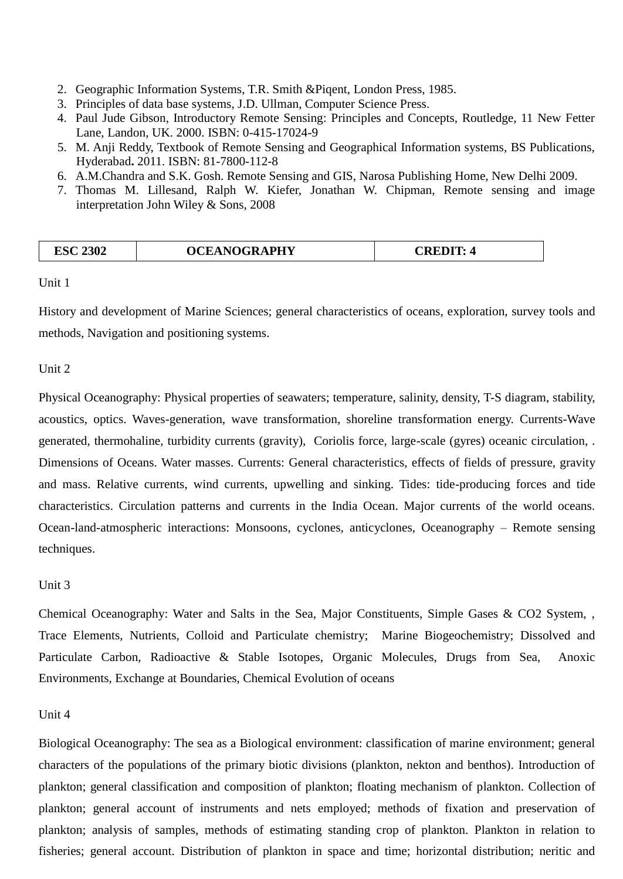2. Geographic Information Systems, T.R. Smith &Piqent, London Press, 1985.
3. Principles of data base systems, J.D. Ullman, Computer Science Press.
4. Paul Jude Gibson, Introductory Remote Sensing: Principles and Concepts, Routledge, 11 New Fetter Lane, Landon, UK. 2000. ISBN: 0-415-17024-9
5. M. Anji Reddy, Textbook of Remote Sensing and Geographical Information systems, BS Publications, Hyderabad**.** 2011. ISBN: 81-7800-112-8
6. A.M.Chandra and S.K. Gosh. Remote Sensing and GIS, Narosa Publishing Home, New Delhi 2009.
7. Thomas M. Lillesand, Ralph W. Kiefer, Jonathan W. Chipman, Remote sensing and image interpretation John Wiley & Sons, 2008

| **ESC 2302** | **OCEANOGRAPHY** | **CREDIT: 4** |
|---|---|---|

Unit 1

History and development of Marine Sciences; general characteristics of oceans, exploration, survey tools and methods, Navigation and positioning systems.

Unit 2

Physical Oceanography: Physical properties of seawaters; temperature, salinity, density, T-S diagram, stability, acoustics, optics. Waves-generation, wave transformation, shoreline transformation energy. Currents-Wave generated, thermohaline, turbidity currents (gravity), Coriolis force, large-scale (gyres) oceanic circulation, . Dimensions of Oceans. Water masses. Currents: General characteristics, effects of fields of pressure, gravity and mass. Relative currents, wind currents, upwelling and sinking. Tides: tide-producing forces and tide characteristics. Circulation patterns and currents in the India Ocean. Major currents of the world oceans. Ocean-land-atmospheric interactions: Monsoons, cyclones, anticyclones, Oceanography – Remote sensing techniques.

Unit 3

Chemical Oceanography: Water and Salts in the Sea, Major Constituents, Simple Gases & $CO_2$ System, , Trace Elements, Nutrients, Colloid and Particulate chemistry; Marine Biogeochemistry; Dissolved and Particulate Carbon, Radioactive & Stable Isotopes, Organic Molecules, Drugs from Sea, Anoxic Environments, Exchange at Boundaries, Chemical Evolution of oceans

Unit 4

Biological Oceanography: The sea as a Biological environment: classification of marine environment; general characters of the populations of the primary biotic divisions (plankton, nekton and benthos). Introduction of plankton; general classification and composition of plankton; floating mechanism of plankton. Collection of plankton; general account of instruments and nets employed; methods of fixation and preservation of plankton; analysis of samples, methods of estimating standing crop of plankton. Plankton in relation to fisheries; general account. Distribution of plankton in space and time; horizontal distribution; neritic and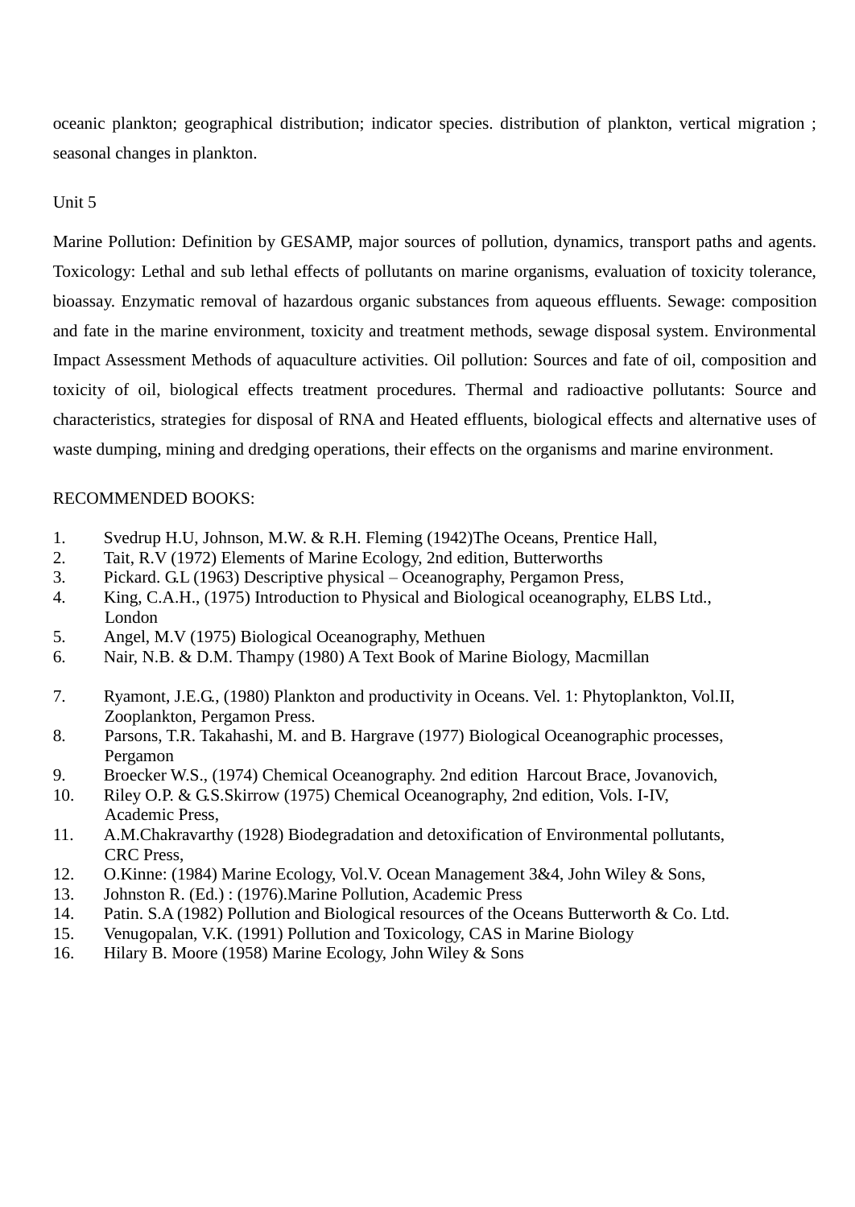oceanic plankton; geographical distribution; indicator species. distribution of plankton, vertical migration ; seasonal changes in plankton.

Unit 5

Marine Pollution: Definition by GESAMP, major sources of pollution, dynamics, transport paths and agents. Toxicology: Lethal and sub lethal effects of pollutants on marine organisms, evaluation of toxicity tolerance, bioassay. Enzymatic removal of hazardous organic substances from aqueous effluents. Sewage: composition and fate in the marine environment, toxicity and treatment methods, sewage disposal system. Environmental Impact Assessment Methods of aquaculture activities. Oil pollution: Sources and fate of oil, composition and toxicity of oil, biological effects treatment procedures. Thermal and radioactive pollutants: Source and characteristics, strategies for disposal of RNA and Heated effluents, biological effects and alternative uses of waste dumping, mining and dredging operations, their effects on the organisms and marine environment.

RECOMMENDED BOOKS:

1. Svedrup H.U, Johnson, M.W. & R.H. Fleming (1942)The Oceans, Prentice Hall,
2. Tait, R.V (1972) Elements of Marine Ecology, 2nd edition, Butterworths
3. Pickard. G.L (1963) Descriptive physical – Oceanography, Pergamon Press,
4. King, C.A.H., (1975) Introduction to Physical and Biological oceanography, ELBS Ltd., London
5. Angel, M.V (1975) Biological Oceanography, Methuen
6. Nair, N.B. & D.M. Thampy (1980) A Text Book of Marine Biology, Macmillan
7. Ryamont, J.E.G., (1980) Plankton and productivity in Oceans. Vel. 1: Phytoplankton, Vol.II, Zooplankton, Pergamon Press.
8. Parsons, T.R. Takahashi, M. and B. Hargrave (1977) Biological Oceanographic processes, Pergamon
9. Broecker W.S., (1974) Chemical Oceanography. 2nd edition Harcout Brace, Jovanovich,
10. Riley O.P. & G.S.Skirrow (1975) Chemical Oceanography, 2nd edition, Vols. I-IV, Academic Press,
11. A.M.Chakravarthy (1928) Biodegradation and detoxification of Environmental pollutants, CRC Press,
12. O.Kinne: (1984) Marine Ecology, Vol.V. Ocean Management 3&4, John Wiley & Sons,
13. Johnston R. (Ed.) : (1976).Marine Pollution, Academic Press
14. Patin. S.A (1982) Pollution and Biological resources of the Oceans Butterworth & Co. Ltd.
15. Venugopalan, V.K. (1991) Pollution and Toxicology, CAS in Marine Biology
16. Hilary B. Moore (1958) Marine Ecology, John Wiley & Sons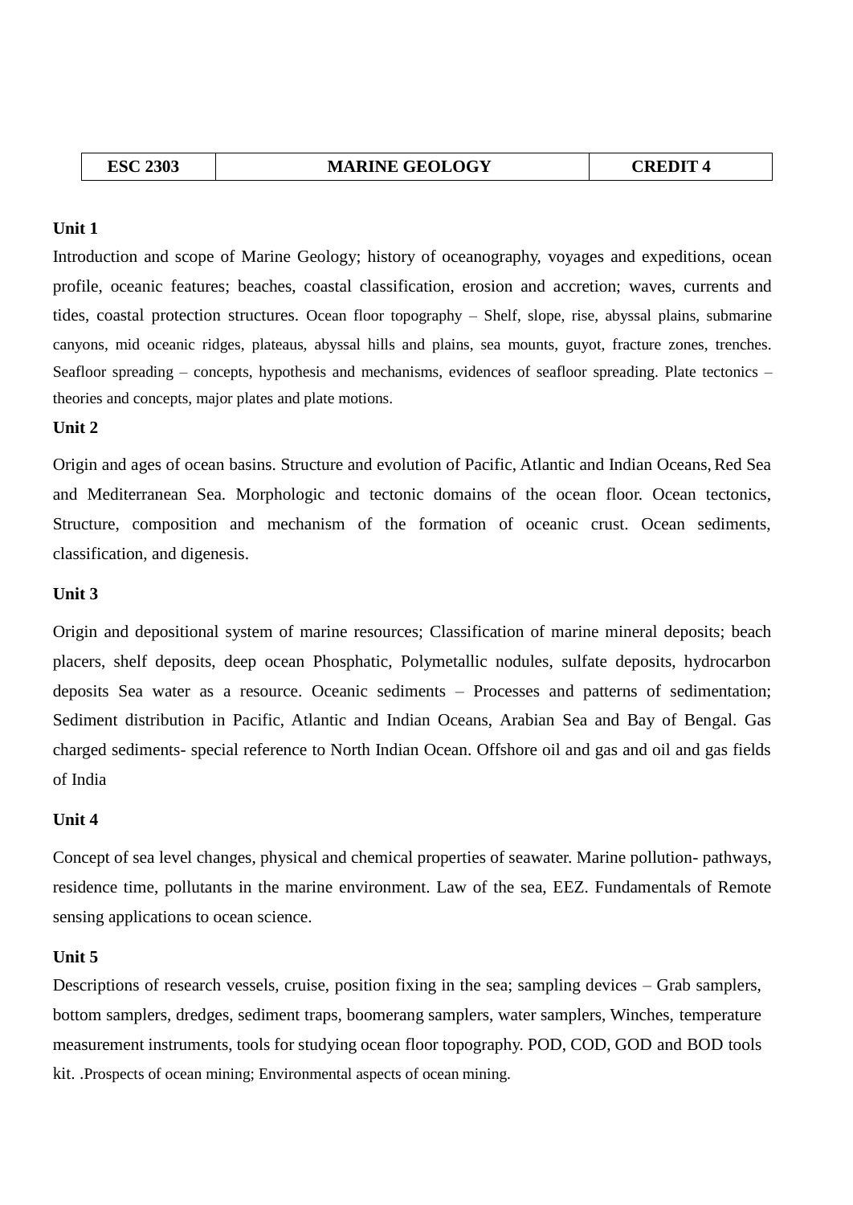| ESC 2303 | MARINE GEOLOGY | CREDIT 4 |
|---|---|---|

**Unit 1**

Introduction and scope of Marine Geology; history of oceanography, voyages and expeditions, ocean profile, oceanic features; beaches, coastal classification, erosion and accretion; waves, currents and tides, coastal protection structures. Ocean floor topography – Shelf, slope, rise, abyssal plains, submarine canyons, mid oceanic ridges, plateaus, abyssal hills and plains, sea mounts, guyot, fracture zones, trenches. Seafloor spreading – concepts, hypothesis and mechanisms, evidences of seafloor spreading. Plate tectonics – theories and concepts, major plates and plate motions.

**Unit 2**

Origin and ages of ocean basins. Structure and evolution of Pacific, Atlantic and Indian Oceans, Red Sea and Mediterranean Sea. Morphologic and tectonic domains of the ocean floor. Ocean tectonics, Structure, composition and mechanism of the formation of oceanic crust. Ocean sediments, classification, and digenesis.

**Unit 3**

Origin and depositional system of marine resources; Classification of marine mineral deposits; beach placers, shelf deposits, deep ocean Phosphatic, Polymetallic nodules, sulfate deposits, hydrocarbon deposits Sea water as a resource. Oceanic sediments – Processes and patterns of sedimentation; Sediment distribution in Pacific, Atlantic and Indian Oceans, Arabian Sea and Bay of Bengal. Gas charged sediments- special reference to North Indian Ocean. Offshore oil and gas and oil and gas fields of India

**Unit 4**

Concept of sea level changes, physical and chemical properties of seawater. Marine pollution- pathways, residence time, pollutants in the marine environment. Law of the sea, EEZ. Fundamentals of Remote sensing applications to ocean science.

**Unit 5**

Descriptions of research vessels, cruise, position fixing in the sea; sampling devices – Grab samplers, bottom samplers, dredges, sediment traps, boomerang samplers, water samplers, Winches, temperature measurement instruments, tools for studying ocean floor topography. POD, COD, GOD and BOD tools kit. .Prospects of ocean mining; Environmental aspects of ocean mining.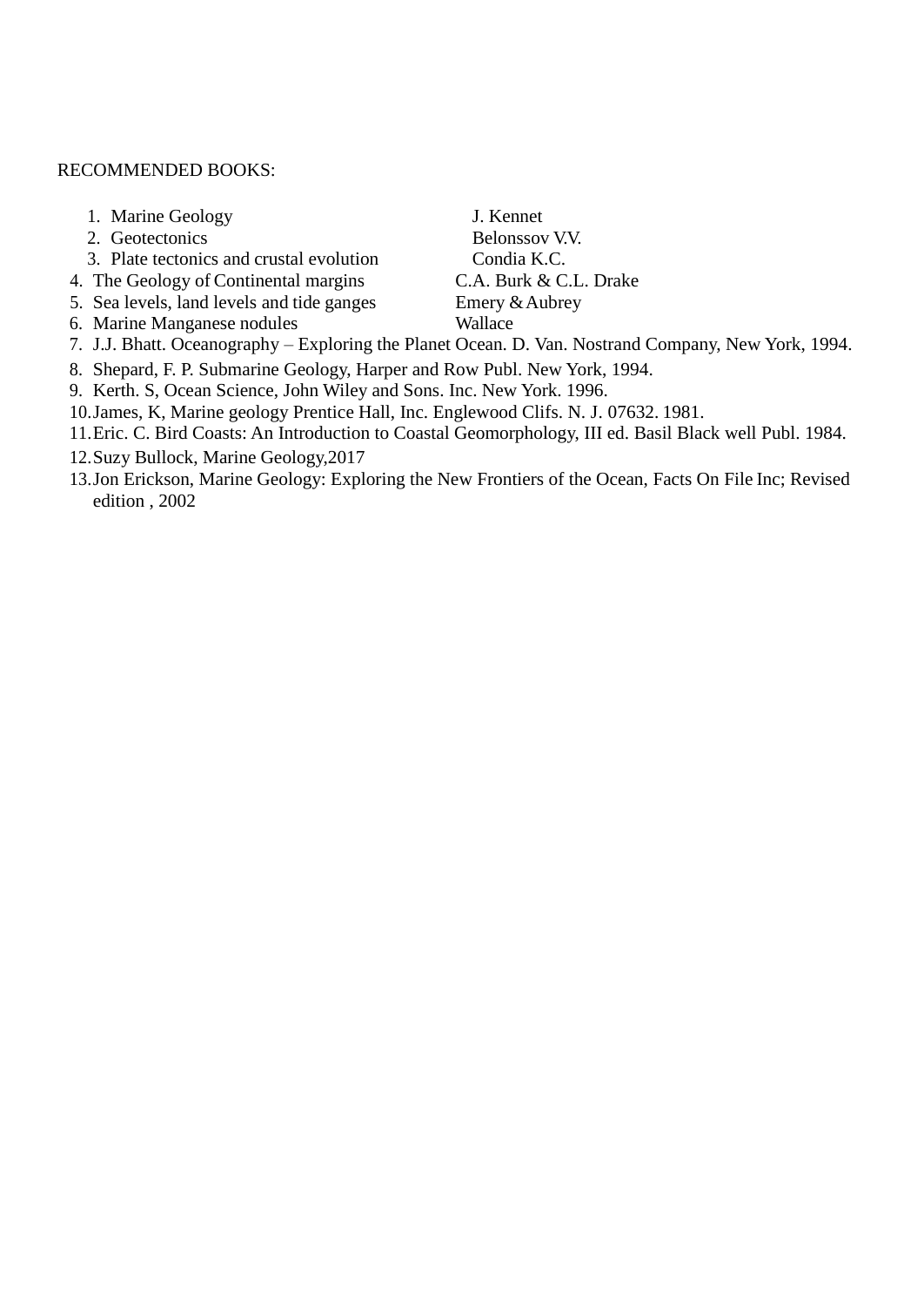RECOMMENDED BOOKS:

1. Marine Geology — J. Kennet
2. Geotectonics — Belonssov V.V.
3. Plate tectonics and crustal evolution — Condia K.C.
4. The Geology of Continental margins — C.A. Burk & C.L. Drake
5. Sea levels, land levels and tide ganges — Emery & Aubrey
6. Marine Manganese nodules — Wallace
7. J.J. Bhatt. Oceanography – Exploring the Planet Ocean. D. Van. Nostrand Company, New York, 1994.
8. Shepard, F. P. Submarine Geology, Harper and Row Publ. New York, 1994.
9. Kerth. S, Ocean Science, John Wiley and Sons. Inc. New York. 1996.
10. James, K, Marine geology Prentice Hall, Inc. Englewood Clifs. N. J. 07632. 1981.
11. Eric. C. Bird Coasts: An Introduction to Coastal Geomorphology, III ed. Basil Black well Publ. 1984.
12. Suzy Bullock, Marine Geology,2017
13. Jon Erickson, Marine Geology: Exploring the New Frontiers of the Ocean, Facts On File Inc; Revised edition , 2002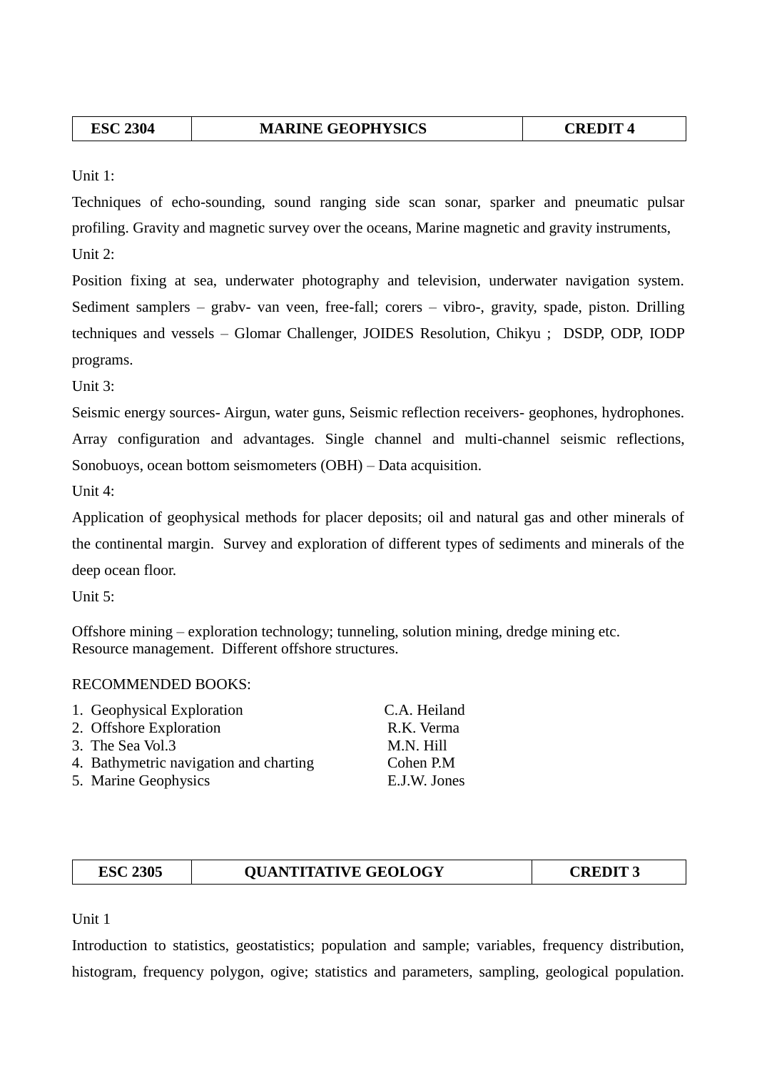| ESC 2304 | MARINE GEOPHYSICS | CREDIT 4 |
|---|---|---|

Unit 1:

Techniques of echo-sounding, sound ranging side scan sonar, sparker and pneumatic pulsar profiling. Gravity and magnetic survey over the oceans, Marine magnetic and gravity instruments,

Unit 2:

Position fixing at sea, underwater photography and television, underwater navigation system. Sediment samplers – grabv- van veen, free-fall; corers – vibro-, gravity, spade, piston. Drilling techniques and vessels – Glomar Challenger, JOIDES Resolution, Chikyu ;  DSDP, ODP, IODP programs.

Unit 3:

Seismic energy sources- Airgun, water guns, Seismic reflection receivers- geophones, hydrophones. Array configuration and advantages. Single channel and multi-channel seismic reflections, Sonobuoys, ocean bottom seismometers (OBH) – Data acquisition.

Unit 4:

Application of geophysical methods for placer deposits; oil and natural gas and other minerals of the continental margin.  Survey and exploration of different types of sediments and minerals of the deep ocean floor.

Unit 5:

Offshore mining – exploration technology; tunneling, solution mining, dredge mining etc.
Resource management.  Different offshore structures.

RECOMMENDED BOOKS:

1. Geophysical Exploration — C.A. Heiland
2. Offshore Exploration — R.K. Verma
3. The Sea Vol.3 — M.N. Hill
4. Bathymetric navigation and charting — Cohen P.M
5. Marine Geophysics — E.J.W. Jones

| ESC 2305 | QUANTITATIVE GEOLOGY | CREDIT 3 |
|---|---|---|

Unit 1

Introduction to statistics, geostatistics; population and sample; variables, frequency distribution, histogram, frequency polygon, ogive; statistics and parameters, sampling, geological population.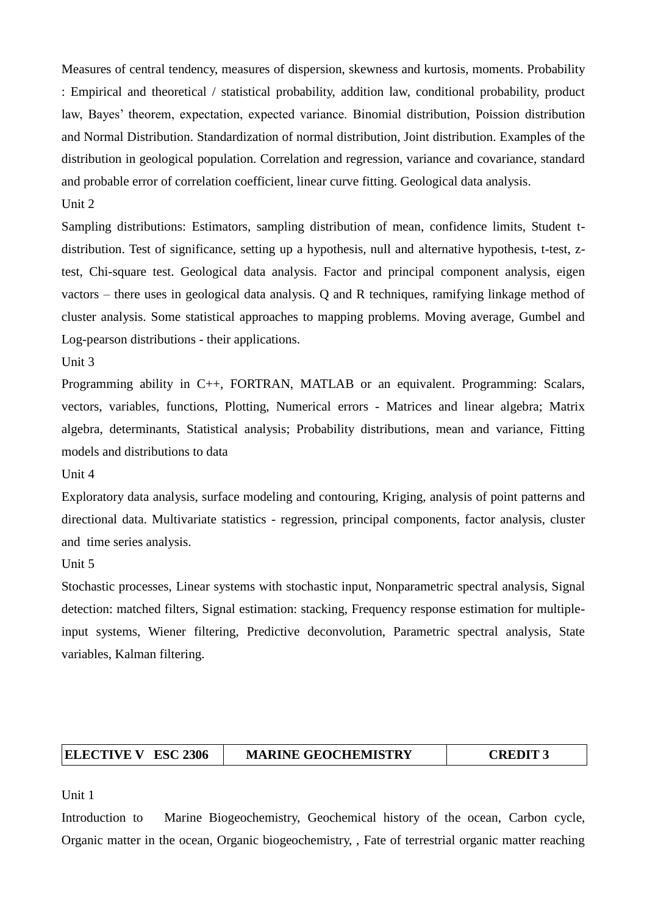Measures of central tendency, measures of dispersion, skewness and kurtosis, moments. Probability : Empirical and theoretical / statistical probability, addition law, conditional probability, product law, Bayes' theorem, expectation, expected variance. Binomial distribution, Poission distribution and Normal Distribution. Standardization of normal distribution, Joint distribution. Examples of the distribution in geological population. Correlation and regression, variance and covariance, standard and probable error of correlation coefficient, linear curve fitting. Geological data analysis.

Unit 2

Sampling distributions: Estimators, sampling distribution of mean, confidence limits, Student t-distribution. Test of significance, setting up a hypothesis, null and alternative hypothesis, t-test, z-test, Chi-square test. Geological data analysis. Factor and principal component analysis, eigen vactors – there uses in geological data analysis. Q and R techniques, ramifying linkage method of cluster analysis. Some statistical approaches to mapping problems. Moving average, Gumbel and Log-pearson distributions - their applications.

Unit 3

Programming ability in C++, FORTRAN, MATLAB or an equivalent. Programming: Scalars, vectors, variables, functions, Plotting, Numerical errors - Matrices and linear algebra; Matrix algebra, determinants, Statistical analysis; Probability distributions, mean and variance, Fitting models and distributions to data

Unit 4

Exploratory data analysis, surface modeling and contouring, Kriging, analysis of point patterns and directional data. Multivariate statistics - regression, principal components, factor analysis, cluster and time series analysis.

Unit 5

Stochastic processes, Linear systems with stochastic input, Nonparametric spectral analysis, Signal detection: matched filters, Signal estimation: stacking, Frequency response estimation for multiple-input systems, Wiener filtering, Predictive deconvolution, Parametric spectral analysis, State variables, Kalman filtering.

| **ELECTIVE V ESC 2306** | **MARINE GEOCHEMISTRY** | **CREDIT 3** |
|---|---|---|

Unit 1

Introduction to Marine Biogeochemistry, Geochemical history of the ocean, Carbon cycle, Organic matter in the ocean, Organic biogeochemistry, , Fate of terrestrial organic matter reaching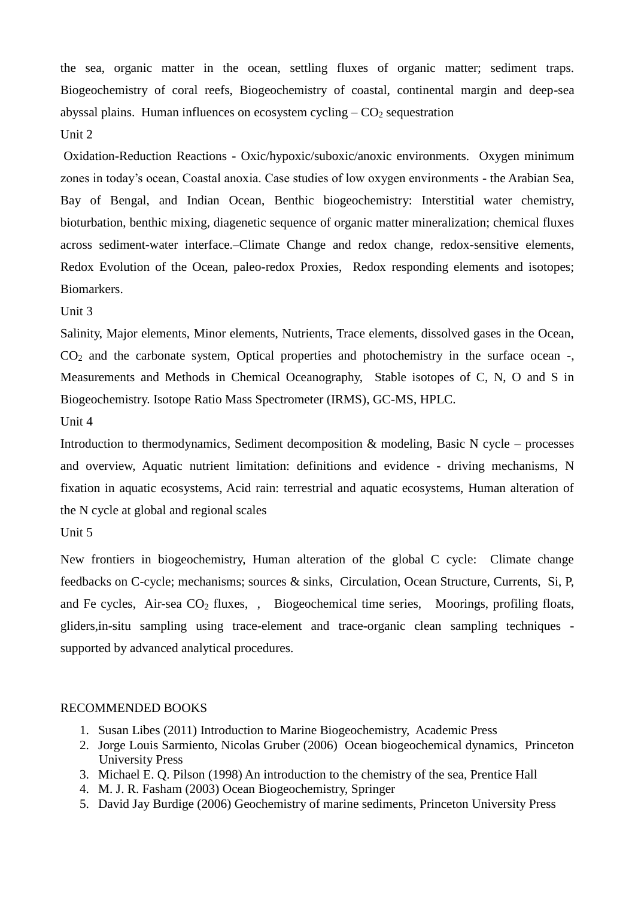the sea, organic matter in the ocean, settling fluxes of organic matter; sediment traps. Biogeochemistry of coral reefs, Biogeochemistry of coastal, continental margin and deep-sea abyssal plains. Human influences on ecosystem cycling – $CO_2$ sequestration

Unit 2

Oxidation-Reduction Reactions - Oxic/hypoxic/suboxic/anoxic environments. Oxygen minimum zones in today's ocean, Coastal anoxia. Case studies of low oxygen environments - the Arabian Sea, Bay of Bengal, and Indian Ocean, Benthic biogeochemistry: Interstitial water chemistry, bioturbation, benthic mixing, diagenetic sequence of organic matter mineralization; chemical fluxes across sediment-water interface.–Climate Change and redox change, redox-sensitive elements, Redox Evolution of the Ocean, paleo-redox Proxies, Redox responding elements and isotopes; Biomarkers.

Unit 3

Salinity, Major elements, Minor elements, Nutrients, Trace elements, dissolved gases in the Ocean, $CO_2$ and the carbonate system, Optical properties and photochemistry in the surface ocean -, Measurements and Methods in Chemical Oceanography, Stable isotopes of C, N, O and S in Biogeochemistry. Isotope Ratio Mass Spectrometer (IRMS), GC-MS, HPLC.

Unit 4

Introduction to thermodynamics, Sediment decomposition & modeling, Basic N cycle – processes and overview, Aquatic nutrient limitation: definitions and evidence - driving mechanisms, N fixation in aquatic ecosystems, Acid rain: terrestrial and aquatic ecosystems, Human alteration of the N cycle at global and regional scales

Unit 5

New frontiers in biogeochemistry, Human alteration of the global C cycle: Climate change feedbacks on C-cycle; mechanisms; sources & sinks, Circulation, Ocean Structure, Currents, Si, P, and Fe cycles, Air-sea $CO_2$ fluxes, , Biogeochemical time series, Moorings, profiling floats, gliders,in-situ sampling using trace-element and trace-organic clean sampling techniques - supported by advanced analytical procedures.

RECOMMENDED BOOKS

1. Susan Libes (2011) Introduction to Marine Biogeochemistry, Academic Press
2. Jorge Louis Sarmiento, Nicolas Gruber (2006) Ocean biogeochemical dynamics, Princeton University Press
3. Michael E. Q. Pilson (1998) An introduction to the chemistry of the sea, Prentice Hall
4. M. J. R. Fasham (2003) Ocean Biogeochemistry, Springer
5. David Jay Burdige (2006) Geochemistry of marine sediments, Princeton University Press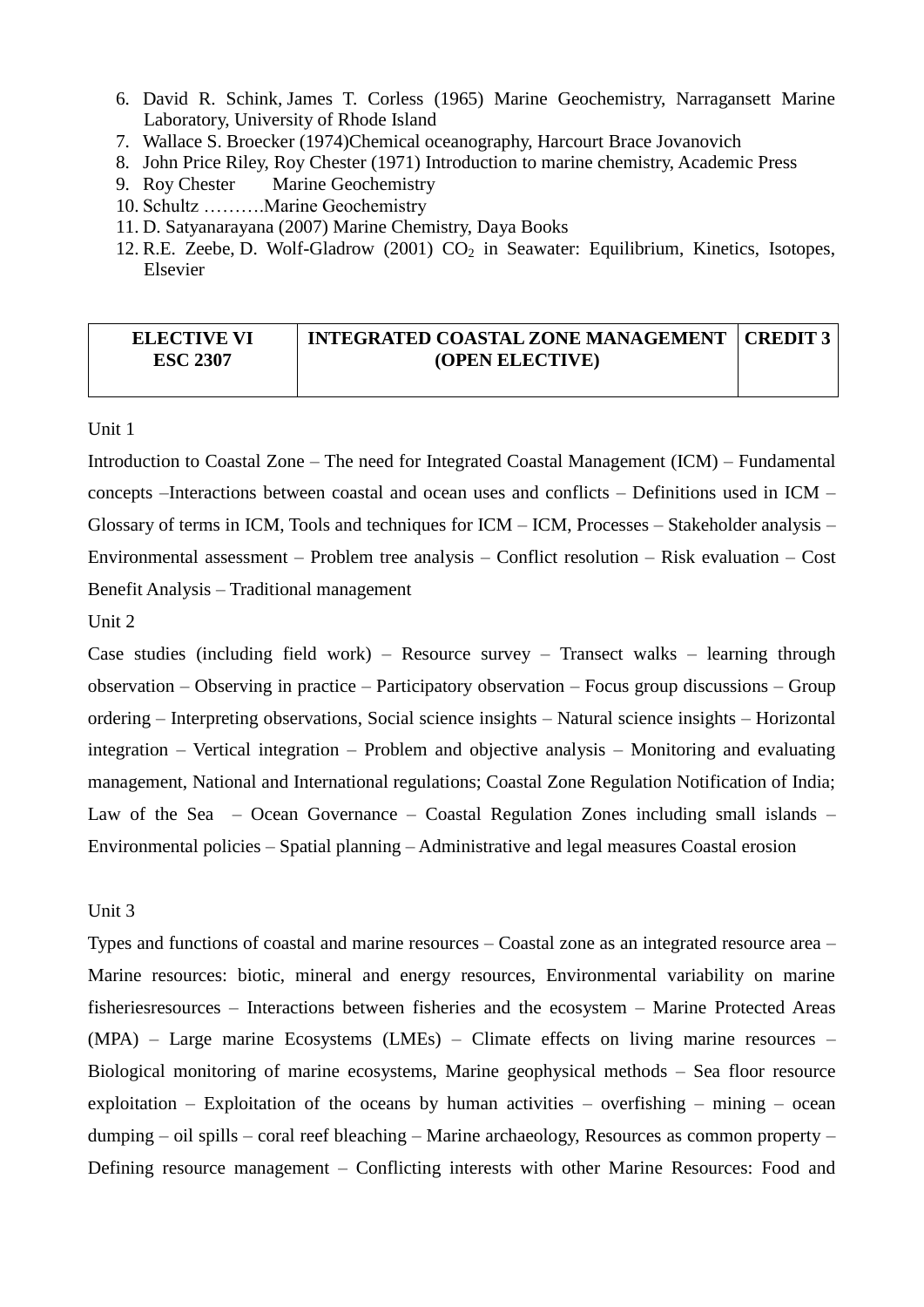6. David R. Schink, James T. Corless (1965) Marine Geochemistry, Narragansett Marine Laboratory, University of Rhode Island
7. Wallace S. Broecker (1974)Chemical oceanography, Harcourt Brace Jovanovich
8. John Price Riley, Roy Chester (1971) Introduction to marine chemistry, Academic Press
9. Roy Chester   Marine Geochemistry
10. Schultz ……….Marine Geochemistry
11. D. Satyanarayana (2007) Marine Chemistry, Daya Books
12. R.E. Zeebe, D. Wolf-Gladrow (2001) $CO_2$ in Seawater: Equilibrium, Kinetics, Isotopes, Elsevier

| **ELECTIVE VI ESC 2307** | **INTEGRATED COASTAL ZONE MANAGEMENT (OPEN ELECTIVE)** | **CREDIT 3** |
|---|---|---|

Unit 1

Introduction to Coastal Zone – The need for Integrated Coastal Management (ICM) – Fundamental concepts –Interactions between coastal and ocean uses and conflicts – Definitions used in ICM – Glossary of terms in ICM, Tools and techniques for ICM – ICM, Processes – Stakeholder analysis – Environmental assessment – Problem tree analysis – Conflict resolution – Risk evaluation – Cost Benefit Analysis – Traditional management

Unit 2

Case studies (including field work) – Resource survey – Transect walks – learning through observation – Observing in practice – Participatory observation – Focus group discussions – Group ordering – Interpreting observations, Social science insights – Natural science insights – Horizontal integration – Vertical integration – Problem and objective analysis – Monitoring and evaluating management, National and International regulations; Coastal Zone Regulation Notification of India; Law of the Sea – Ocean Governance – Coastal Regulation Zones including small islands – Environmental policies – Spatial planning – Administrative and legal measures Coastal erosion

Unit 3

Types and functions of coastal and marine resources – Coastal zone as an integrated resource area – Marine resources: biotic, mineral and energy resources, Environmental variability on marine fisheriesresources – Interactions between fisheries and the ecosystem – Marine Protected Areas (MPA) – Large marine Ecosystems (LMEs) – Climate effects on living marine resources – Biological monitoring of marine ecosystems, Marine geophysical methods – Sea floor resource exploitation – Exploitation of the oceans by human activities – overfishing – mining – ocean dumping – oil spills – coral reef bleaching – Marine archaeology, Resources as common property – Defining resource management – Conflicting interests with other Marine Resources: Food and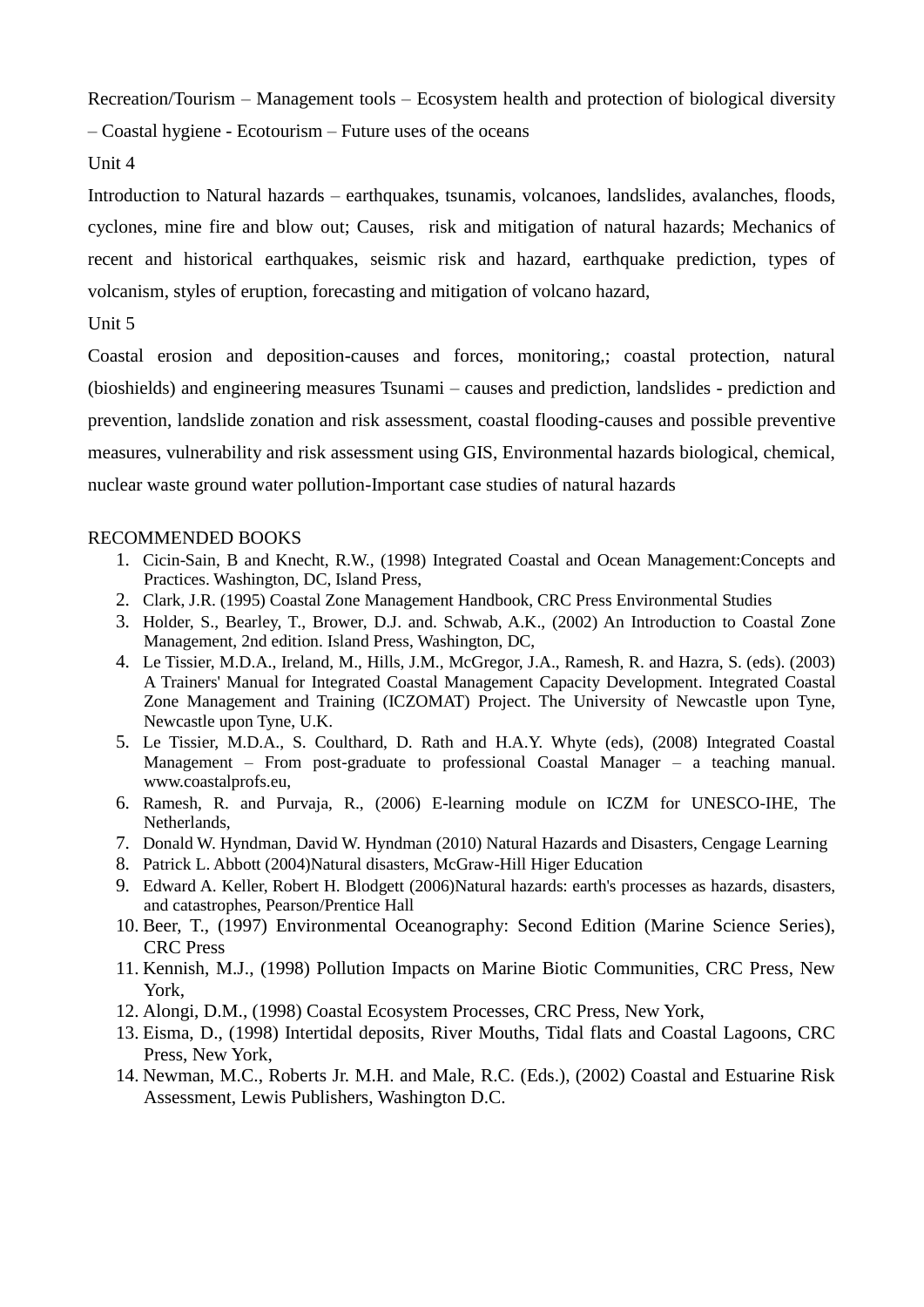Recreation/Tourism – Management tools – Ecosystem health and protection of biological diversity – Coastal hygiene - Ecotourism – Future uses of the oceans

Unit 4

Introduction to Natural hazards – earthquakes, tsunamis, volcanoes, landslides, avalanches, floods, cyclones, mine fire and blow out; Causes, risk and mitigation of natural hazards; Mechanics of recent and historical earthquakes, seismic risk and hazard, earthquake prediction, types of volcanism, styles of eruption, forecasting and mitigation of volcano hazard,

Unit 5

Coastal erosion and deposition-causes and forces, monitoring,; coastal protection, natural (bioshields) and engineering measures Tsunami – causes and prediction, landslides - prediction and prevention, landslide zonation and risk assessment, coastal flooding-causes and possible preventive measures, vulnerability and risk assessment using GIS, Environmental hazards biological, chemical, nuclear waste ground water pollution-Important case studies of natural hazards

RECOMMENDED BOOKS

1. Cicin-Sain, B and Knecht, R.W., (1998) Integrated Coastal and Ocean Management:Concepts and Practices. Washington, DC, Island Press,
2. Clark, J.R. (1995) Coastal Zone Management Handbook, CRC Press Environmental Studies
3. Holder, S., Bearley, T., Brower, D.J. and. Schwab, A.K., (2002) An Introduction to Coastal Zone Management, 2nd edition. Island Press, Washington, DC,
4. Le Tissier, M.D.A., Ireland, M., Hills, J.M., McGregor, J.A., Ramesh, R. and Hazra, S. (eds). (2003) A Trainers' Manual for Integrated Coastal Management Capacity Development. Integrated Coastal Zone Management and Training (ICZOMAT) Project. The University of Newcastle upon Tyne, Newcastle upon Tyne, U.K.
5. Le Tissier, M.D.A., S. Coulthard, D. Rath and H.A.Y. Whyte (eds), (2008) Integrated Coastal Management – From post-graduate to professional Coastal Manager – a teaching manual. www.coastalprofs.eu,
6. Ramesh, R. and Purvaja, R., (2006) E-learning module on ICZM for UNESCO-IHE, The Netherlands,
7. Donald W. Hyndman, David W. Hyndman (2010) Natural Hazards and Disasters, Cengage Learning
8. Patrick L. Abbott (2004)Natural disasters, McGraw-Hill Higer Education
9. Edward A. Keller, Robert H. Blodgett (2006)Natural hazards: earth's processes as hazards, disasters, and catastrophes, Pearson/Prentice Hall
10. Beer, T., (1997) Environmental Oceanography: Second Edition (Marine Science Series), CRC Press
11. Kennish, M.J., (1998) Pollution Impacts on Marine Biotic Communities, CRC Press, New York,
12. Alongi, D.M., (1998) Coastal Ecosystem Processes, CRC Press, New York,
13. Eisma, D., (1998) Intertidal deposits, River Mouths, Tidal flats and Coastal Lagoons, CRC Press, New York,
14. Newman, M.C., Roberts Jr. M.H. and Male, R.C. (Eds.), (2002) Coastal and Estuarine Risk Assessment, Lewis Publishers, Washington D.C.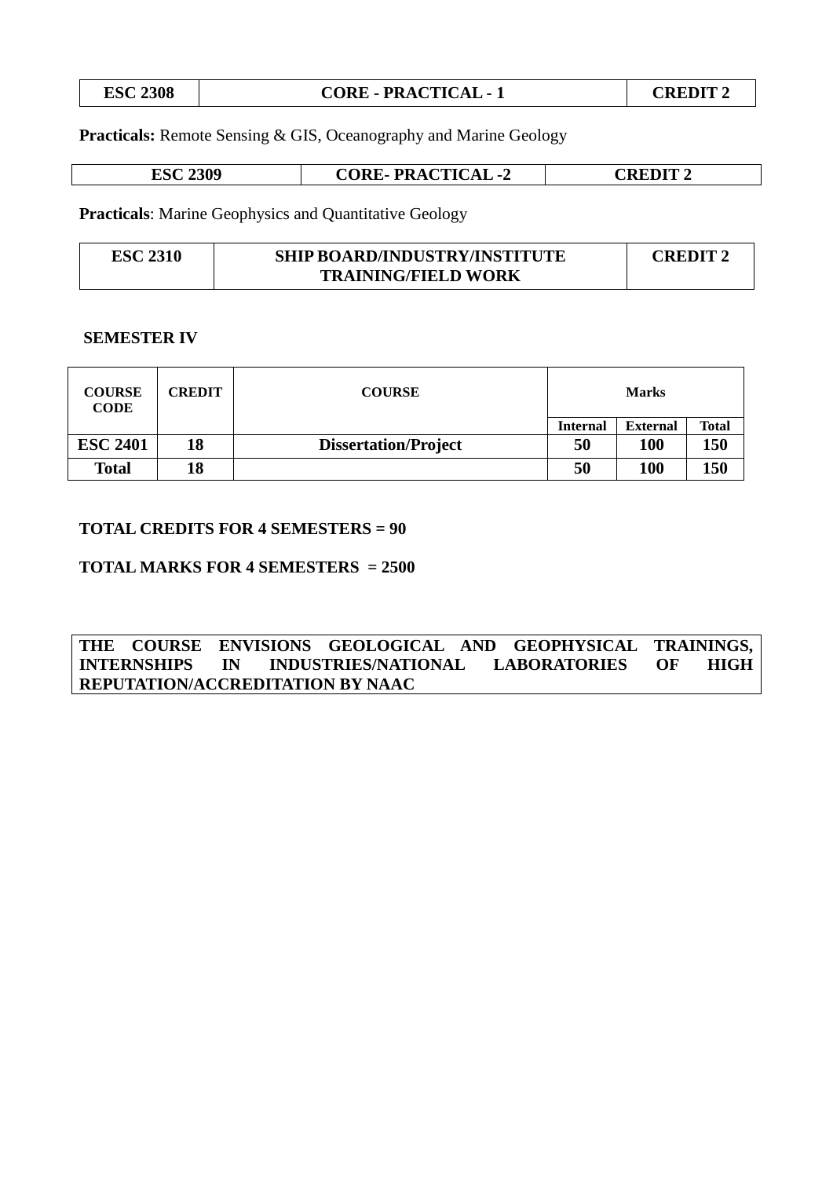| ESC 2308 | CORE - PRACTICAL - 1 | CREDIT 2 |
|---|---|---|

**Practicals:** Remote Sensing & GIS, Oceanography and Marine Geology

| ESC 2309 | CORE- PRACTICAL -2 | CREDIT 2 |
|---|---|---|

**Practicals**: Marine Geophysics and Quantitative Geology

| ESC 2310 | SHIP BOARD/INDUSTRY/INSTITUTE TRAINING/FIELD WORK | CREDIT 2 |
|---|---|---|

**SEMESTER IV**

| COURSE CODE | CREDIT | COURSE | Marks | | |
|---|---|---|---|---|---|
| | | | Internal | External | Total |
| ESC 2401 | 18 | Dissertation/Project | 50 | 100 | 150 |
| Total | 18 | | 50 | 100 | 150 |

**TOTAL CREDITS FOR 4 SEMESTERS = 90**

**TOTAL MARKS FOR 4 SEMESTERS = 2500**

**THE COURSE ENVISIONS GEOLOGICAL AND GEOPHYSICAL TRAININGS, INTERNSHIPS IN INDUSTRIES/NATIONAL LABORATORIES OF HIGH REPUTATION/ACCREDITATION BY NAAC**